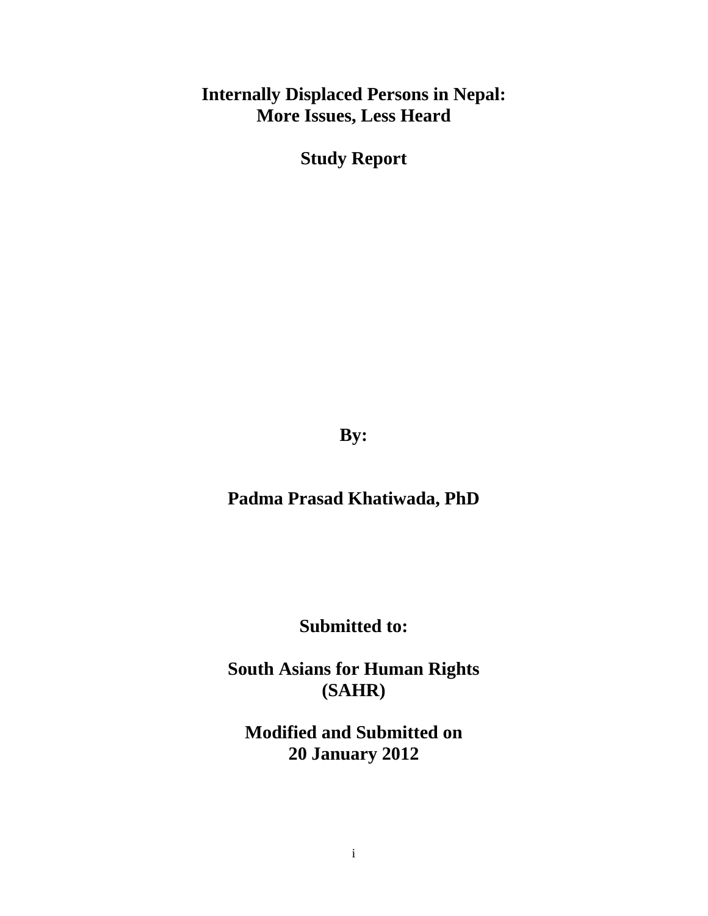# Internally Displaced Persons in Nepal: More Issues, Less Heard

**Study Report**

**By:**

**Padma Prasad Khatiwada, PhD**

**Submitted to:**

**South Asians for Human Rights (SAHR)**

**Modified and Submitted on 20 January 2012**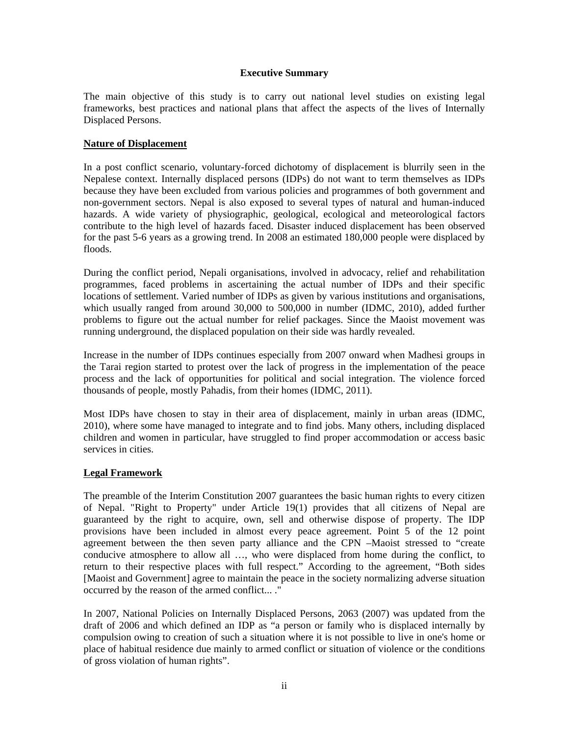## Executive Summary

The main objective of this study is to carry out national level studies on existing legal frameworks, best practices and national plans that affect the aspects of the lives of Internally Displaced Persons.

### Nature of Displacement

In a post conflict scenario, voluntary-forced dichotomy of displacement is blurrily seen in the Nepalese context. Internally displaced persons (IDPs) do not want to term themselves as IDPs because they have been excluded from various policies and programmes of both government and non-government sectors. Nepal is also exposed to several types of natural and human-induced hazards. A wide variety of physiographic, geological, ecological and meteorological factors contribute to the high level of hazards faced. Disaster induced displacement has been observed for the past 5-6 years as a growing trend. In 2008 an estimated 180,000 people were displaced by floods.

During the conflict period, Nepali organisations, involved in advocacy, relief and rehabilitation programmes, faced problems in ascertaining the actual number of IDPs and their specific locations of settlement. Varied number of IDPs as given by various institutions and organisations, which usually ranged from around 30,000 to 500,000 in number (IDMC, 2010), added further problems to figure out the actual number for relief packages. Since the Maoist movement was running underground, the displaced population on their side was hardly revealed.

Increase in the number of IDPs continues especially from 2007 onward when Madhesi groups in the Tarai region started to protest over the lack of progress in the implementation of the peace process and the lack of opportunities for political and social integration. The violence forced thousands of people, mostly Pahadis, from their homes (IDMC, 2011).

Most IDPs have chosen to stay in their area of displacement, mainly in urban areas (IDMC, 2010), where some have managed to integrate and to find jobs. Many others, including displaced children and women in particular, have struggled to find proper accommodation or access basic services in cities.

### Legal Framework

The preamble of the Interim Constitution 2007 guarantees the basic human rights to every citizen of Nepal. "Right to Property" under Article 19(1) provides that all citizens of Nepal are guaranteed by the right to acquire, own, sell and otherwise dispose of property. The IDP provisions have been included in almost every peace agreement. Point 5 of the 12 point agreement between the then seven party alliance and the CPN –Maoist stressed to "create conducive atmosphere to allow all …, who were displaced from home during the conflict, to return to their respective places with full respect." According to the agreement, "Both sides [Maoist and Government] agree to maintain the peace in the society normalizing adverse situation occurred by the reason of the armed conflict... ."

In 2007, National Policies on Internally Displaced Persons, 2063 (2007) was updated from the draft of 2006 and which defined an IDP as "a person or family who is displaced internally by compulsion owing to creation of such a situation where it is not possible to live in one's home or place of habitual residence due mainly to armed conflict or situation of violence or the conditions of gross violation of human rights".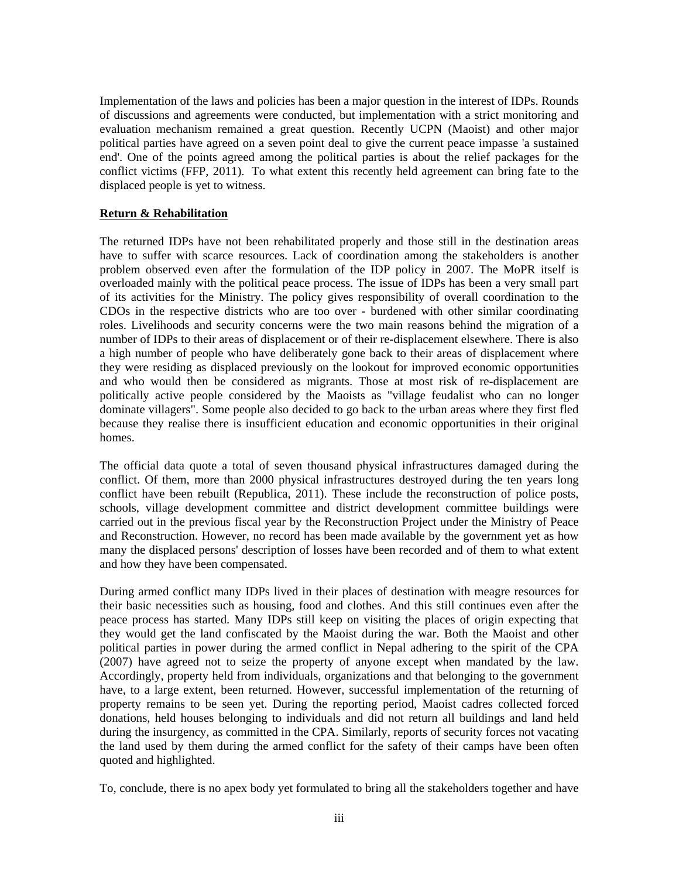Implementation of the laws and policies has been a major question in the interest of IDPs. Rounds of discussions and agreements were conducted, but implementation with a strict monitoring and evaluation mechanism remained a great question. Recently UCPN (Maoist) and other major political parties have agreed on a seven point deal to give the current peace impasse 'a sustained end'. One of the points agreed among the political parties is about the relief packages for the conflict victims (FFP, 2011). To what extent this recently held agreement can bring fate to the displaced people is yet to witness.

**Return & Rehabilitation**

The returned IDPs have not been rehabilitated properly and those still in the destination areas have to suffer with scarce resources. Lack of coordination among the stakeholders is another problem observed even after the formulation of the IDP policy in 2007. The MoPR itself is overloaded mainly with the political peace process. The issue of IDPs has been a very small part of its activities for the Ministry. The policy gives responsibility of overall coordination to the CDOs in the respective districts who are too over - burdened with other similar coordinating roles. Livelihoods and security concerns were the two main reasons behind the migration of a number of IDPs to their areas of displacement or of their re-displacement elsewhere. There is also a high number of people who have deliberately gone back to their areas of displacement where they were residing as displaced previously on the lookout for improved economic opportunities and who would then be considered as migrants. Those at most risk of re-displacement are politically active people considered by the Maoists as "village feudalist who can no longer dominate villagers". Some people also decided to go back to the urban areas where they first fled because they realise there is insufficient education and economic opportunities in their original homes.

The official data quote a total of seven thousand physical infrastructures damaged during the conflict. Of them, more than 2000 physical infrastructures destroyed during the ten years long conflict have been rebuilt (Republica, 2011). These include the reconstruction of police posts, schools, village development committee and district development committee buildings were carried out in the previous fiscal year by the Reconstruction Project under the Ministry of Peace and Reconstruction. However, no record has been made available by the government yet as how many the displaced persons' description of losses have been recorded and of them to what extent and how they have been compensated.

During armed conflict many IDPs lived in their places of destination with meagre resources for their basic necessities such as housing, food and clothes. And this still continues even after the peace process has started. Many IDPs still keep on visiting the places of origin expecting that they would get the land confiscated by the Maoist during the war. Both the Maoist and other political parties in power during the armed conflict in Nepal adhering to the spirit of the CPA (2007) have agreed not to seize the property of anyone except when mandated by the law. Accordingly, property held from individuals, organizations and that belonging to the government have, to a large extent, been returned. However, successful implementation of the returning of property remains to be seen yet. During the reporting period, Maoist cadres collected forced donations, held houses belonging to individuals and did not return all buildings and land held during the insurgency, as committed in the CPA. Similarly, reports of security forces not vacating the land used by them during the armed conflict for the safety of their camps have been often quoted and highlighted.

To, conclude, there is no apex body yet formulated to bring all the stakeholders together and have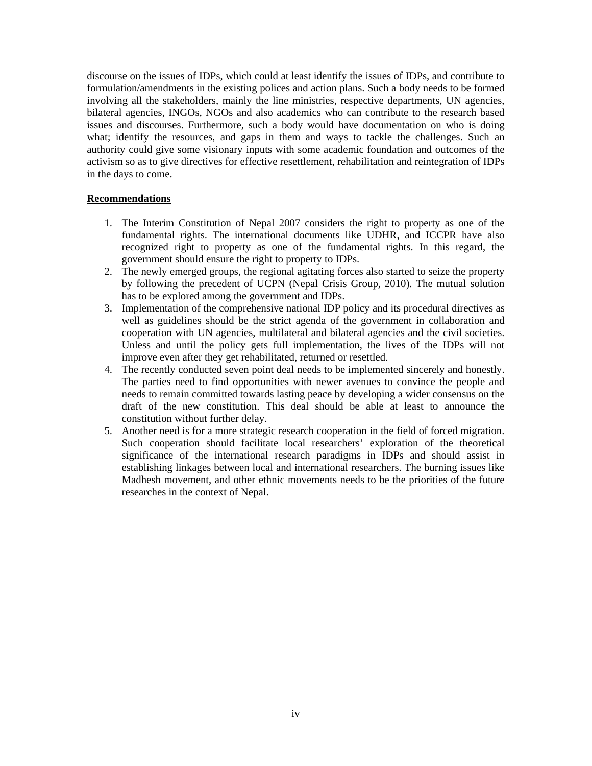discourse on the issues of IDPs, which could at least identify the issues of IDPs, and contribute to formulation/amendments in the existing polices and action plans. Such a body needs to be formed involving all the stakeholders, mainly the line ministries, respective departments, UN agencies, bilateral agencies, INGOs, NGOs and also academics who can contribute to the research based issues and discourses. Furthermore, such a body would have documentation on who is doing what; identify the resources, and gaps in them and ways to tackle the challenges. Such an authority could give some visionary inputs with some academic foundation and outcomes of the activism so as to give directives for effective resettlement, rehabilitation and reintegration of IDPs in the days to come.

## Recommendations

1. The Interim Constitution of Nepal 2007 considers the right to property as one of the fundamental rights. The international documents like UDHR, and ICCPR have also recognized right to property as one of the fundamental rights. In this regard, the government should ensure the right to property to IDPs.
2. The newly emerged groups, the regional agitating forces also started to seize the property by following the precedent of UCPN (Nepal Crisis Group, 2010). The mutual solution has to be explored among the government and IDPs.
3. Implementation of the comprehensive national IDP policy and its procedural directives as well as guidelines should be the strict agenda of the government in collaboration and cooperation with UN agencies, multilateral and bilateral agencies and the civil societies. Unless and until the policy gets full implementation, the lives of the IDPs will not improve even after they get rehabilitated, returned or resettled.
4. The recently conducted seven point deal needs to be implemented sincerely and honestly. The parties need to find opportunities with newer avenues to convince the people and needs to remain committed towards lasting peace by developing a wider consensus on the draft of the new constitution. This deal should be able at least to announce the constitution without further delay.
5. Another need is for a more strategic research cooperation in the field of forced migration. Such cooperation should facilitate local researchers' exploration of the theoretical significance of the international research paradigms in IDPs and should assist in establishing linkages between local and international researchers. The burning issues like Madhesh movement, and other ethnic movements needs to be the priorities of the future researches in the context of Nepal.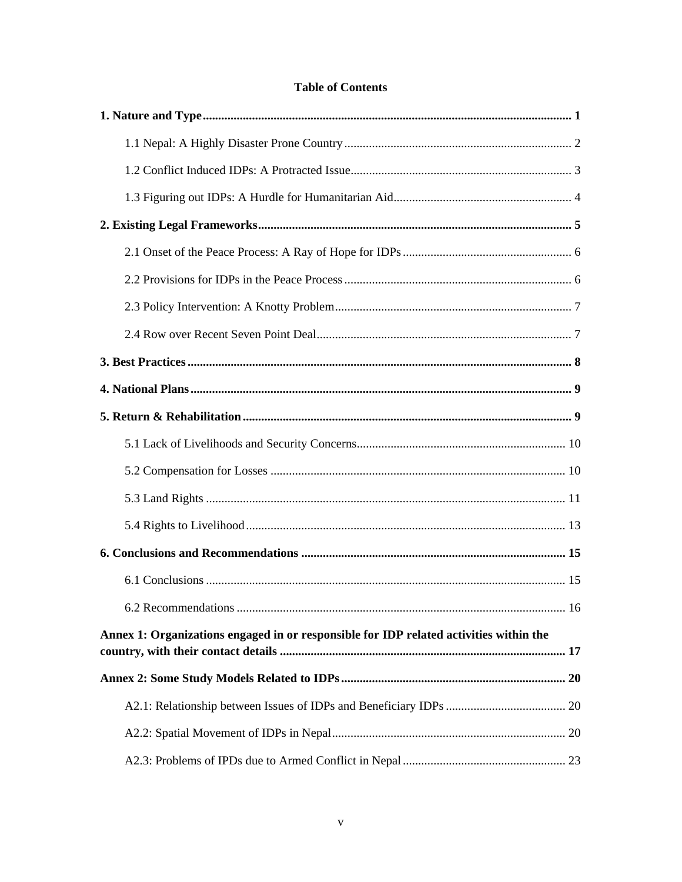# Table of Contents

**1. Nature and Type** .......... **1**

1.1 Nepal: A Highly Disaster Prone Country .......... 2

1.2 Conflict Induced IDPs: A Protracted Issue .......... 3

1.3 Figuring out IDPs: A Hurdle for Humanitarian Aid .......... 4

**2. Existing Legal Frameworks** .......... **5**

2.1 Onset of the Peace Process: A Ray of Hope for IDPs .......... 6

2.2 Provisions for IDPs in the Peace Process .......... 6

2.3 Policy Intervention: A Knotty Problem .......... 7

2.4 Row over Recent Seven Point Deal .......... 7

**3. Best Practices** .......... **8**

**4. National Plans** .......... **9**

**5. Return & Rehabilitation** .......... **9**

5.1 Lack of Livelihoods and Security Concerns .......... 10

5.2 Compensation for Losses .......... 10

5.3 Land Rights .......... 11

5.4 Rights to Livelihood .......... 13

**6. Conclusions and Recommendations** .......... **15**

6.1 Conclusions .......... 15

6.2 Recommendations .......... 16

**Annex 1: Organizations engaged in or responsible for IDP related activities within the country, with their contact details** .......... **17**

**Annex 2: Some Study Models Related to IDPs** .......... **20**

A2.1: Relationship between Issues of IDPs and Beneficiary IDPs .......... 20

A2.2: Spatial Movement of IDPs in Nepal .......... 20

A2.3: Problems of IPDs due to Armed Conflict in Nepal .......... 23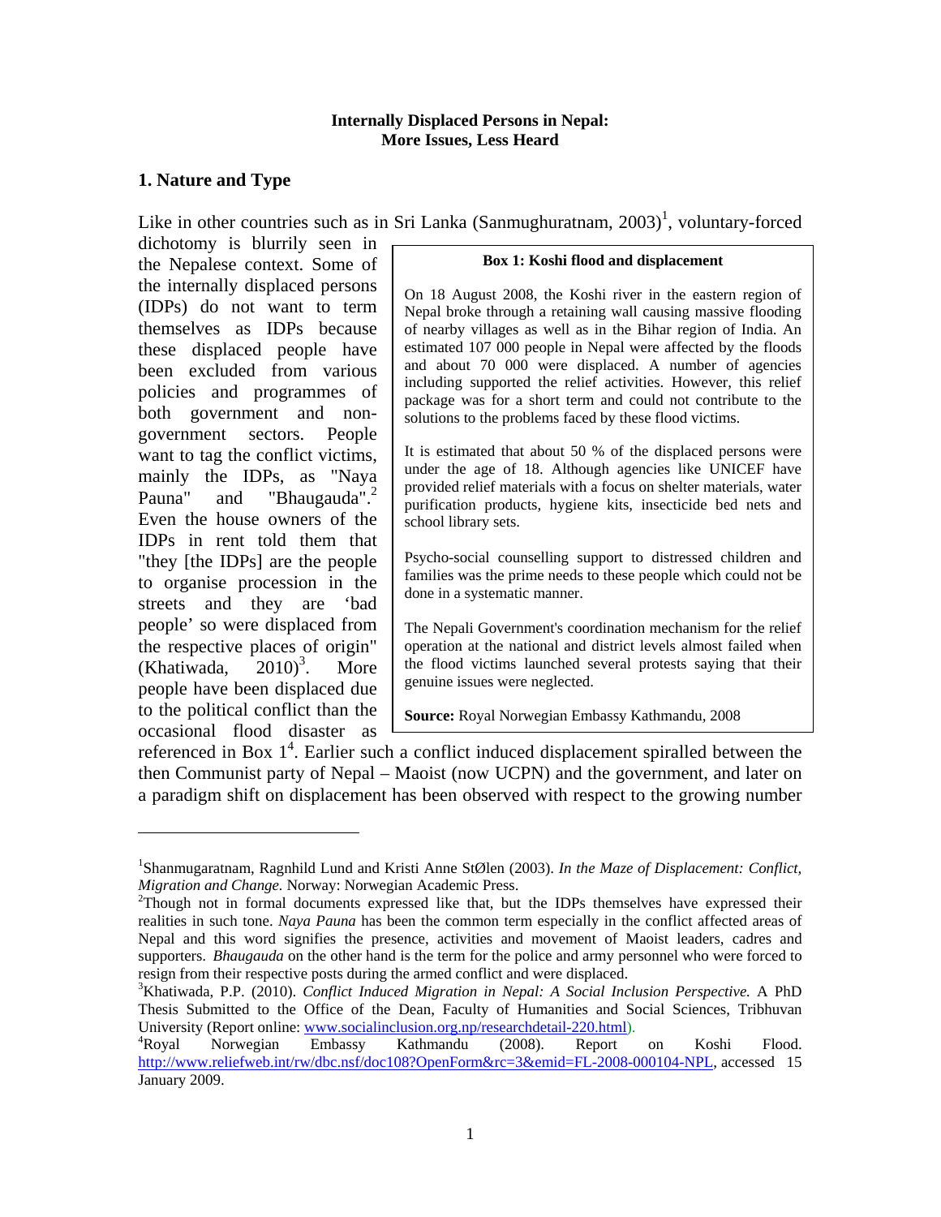**Internally Displaced Persons in Nepal:**
**More Issues, Less Heard**

## 1. Nature and Type

Like in other countries such as in Sri Lanka (Sanmughuratnam, 2003)[1], voluntary-forced dichotomy is blurrily seen in the Nepalese context. Some of the internally displaced persons (IDPs) do not want to term themselves as IDPs because these displaced people have been excluded from various policies and programmes of both government and non-government sectors. People want to tag the conflict victims, mainly the IDPs, as "Naya Pauna" and "Bhaugauda".[2] Even the house owners of the IDPs in rent told them that "they [the IDPs] are the people to organise procession in the streets and they are 'bad people' so were displaced from the respective places of origin" (Khatiwada, 2010)[3]. More people have been displaced due to the political conflict than the occasional flood disaster as referenced in Box 1[4]. Earlier such a conflict induced displacement spiralled between the then Communist party of Nepal – Maoist (now UCPN) and the government, and later on a paradigm shift on displacement has been observed with respect to the growing number

> **Box 1: Koshi flood and displacement**
>
> On 18 August 2008, the Koshi river in the eastern region of Nepal broke through a retaining wall causing massive flooding of nearby villages as well as in the Bihar region of India. An estimated 107 000 people in Nepal were affected by the floods and about 70 000 were displaced. A number of agencies including supported the relief activities. However, this relief package was for a short term and could not contribute to the solutions to the problems faced by these flood victims.
>
> It is estimated that about 50 % of the displaced persons were under the age of 18. Although agencies like UNICEF have provided relief materials with a focus on shelter materials, water purification products, hygiene kits, insecticide bed nets and school library sets.
>
> Psycho-social counselling support to distressed children and families was the prime needs to these people which could not be done in a systematic manner.
>
> The Nepali Government's coordination mechanism for the relief operation at the national and district levels almost failed when the flood victims launched several protests saying that their genuine issues were neglected.
>
> **Source:** Royal Norwegian Embassy Kathmandu, 2008

---

[1] Shanmugaratnam, Ragnhild Lund and Kristi Anne StØlen (2003). *In the Maze of Displacement: Conflict, Migration and Change.* Norway: Norwegian Academic Press.

[2] Though not in formal documents expressed like that, but the IDPs themselves have expressed their realities in such tone. *Naya Pauna* has been the common term especially in the conflict affected areas of Nepal and this word signifies the presence, activities and movement of Maoist leaders, cadres and supporters. *Bhaugauda* on the other hand is the term for the police and army personnel who were forced to resign from their respective posts during the armed conflict and were displaced.

[3] Khatiwada, P.P. (2010). *Conflict Induced Migration in Nepal: A Social Inclusion Perspective.* A PhD Thesis Submitted to the Office of the Dean, Faculty of Humanities and Social Sciences, Tribhuvan University (Report online: www.socialinclusion.org.np/researchdetail-220.html).

[4] Royal Norwegian Embassy Kathmandu (2008). Report on Koshi Flood. http://www.reliefweb.int/rw/dbc.nsf/doc108?OpenForm&rc=3&emid=FL-2008-000104-NPL, accessed 15 January 2009.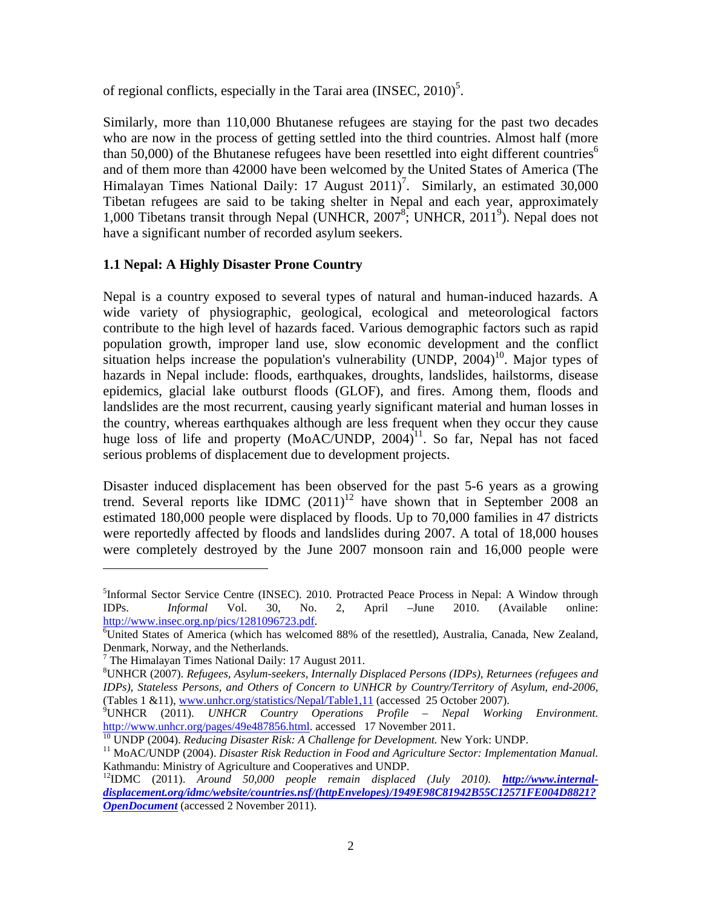of regional conflicts, especially in the Tarai area (INSEC, 2010)[5].

Similarly, more than 110,000 Bhutanese refugees are staying for the past two decades who are now in the process of getting settled into the third countries. Almost half (more than 50,000) of the Bhutanese refugees have been resettled into eight different countries[6] and of them more than 42000 have been welcomed by the United States of America (The Himalayan Times National Daily: 17 August 2011)[7]. Similarly, an estimated 30,000 Tibetan refugees are said to be taking shelter in Nepal and each year, approximately 1,000 Tibetans transit through Nepal (UNHCR, 2007[8]; UNHCR, 2011[9]). Nepal does not have a significant number of recorded asylum seekers.

### 1.1 Nepal: A Highly Disaster Prone Country

Nepal is a country exposed to several types of natural and human-induced hazards. A wide variety of physiographic, geological, ecological and meteorological factors contribute to the high level of hazards faced. Various demographic factors such as rapid population growth, improper land use, slow economic development and the conflict situation helps increase the population's vulnerability (UNDP, 2004)[10]. Major types of hazards in Nepal include: floods, earthquakes, droughts, landslides, hailstorms, disease epidemics, glacial lake outburst floods (GLOF), and fires. Among them, floods and landslides are the most recurrent, causing yearly significant material and human losses in the country, whereas earthquakes although are less frequent when they occur they cause huge loss of life and property (MoAC/UNDP, 2004)[11]. So far, Nepal has not faced serious problems of displacement due to development projects.

Disaster induced displacement has been observed for the past 5-6 years as a growing trend. Several reports like IDMC (2011)[12] have shown that in September 2008 an estimated 180,000 people were displaced by floods. Up to 70,000 families in 47 districts were reportedly affected by floods and landslides during 2007. A total of 18,000 houses were completely destroyed by the June 2007 monsoon rain and 16,000 people were

---

[5] Informal Sector Service Centre (INSEC). 2010. Protracted Peace Process in Nepal: A Window through IDPs. *Informal* Vol. 30, No. 2, April –June 2010. (Available online: http://www.insec.org.np/pics/1281096723.pdf.

[6] United States of America (which has welcomed 88% of the resettled), Australia, Canada, New Zealand, Denmark, Norway, and the Netherlands.

[7] The Himalayan Times National Daily: 17 August 2011.

[8] UNHCR (2007). *Refugees, Asylum-seekers, Internally Displaced Persons (IDPs), Returnees (refugees and IDPs), Stateless Persons, and Others of Concern to UNHCR by Country/Territory of Asylum, end-2006*, (Tables 1 &11), www.unhcr.org/statistics/Nepal/Table1,11 (accessed 25 October 2007).

[9] UNHCR (2011). *UNHCR Country Operations Profile – Nepal Working Environment.* http://www.unhcr.org/pages/49e487856.html. accessed 17 November 2011.

[10] UNDP (2004). *Reducing Disaster Risk: A Challenge for Development.* New York: UNDP.

[11] MoAC/UNDP (2004). *Disaster Risk Reduction in Food and Agriculture Sector: Implementation Manual.* Kathmandu: Ministry of Agriculture and Cooperatives and UNDP.

[12] IDMC (2011). *Around 50,000 people remain displaced (July 2010).* ***http://www.internal-displacement.org/idmc/website/countries.nsf/(httpEnvelopes)/1949E98C81942B55C12571FE004D8821?OpenDocument*** (accessed 2 November 2011).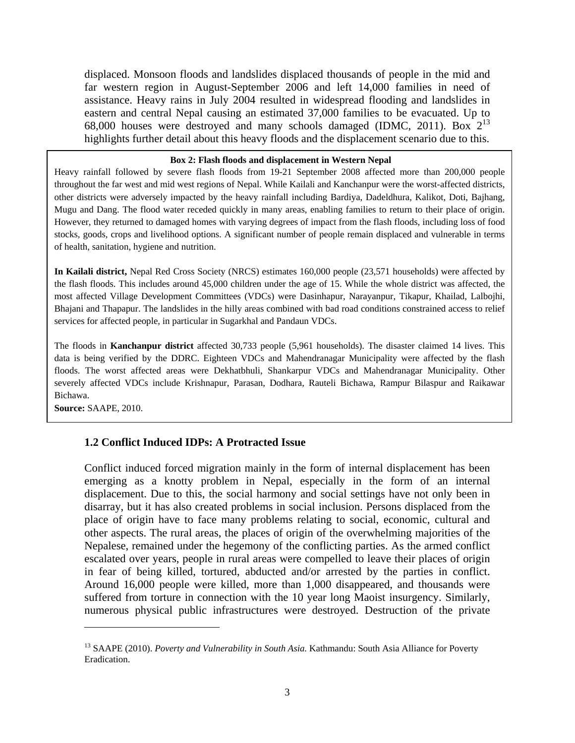displaced. Monsoon floods and landslides displaced thousands of people in the mid and far western region in August-September 2006 and left 14,000 families in need of assistance. Heavy rains in July 2004 resulted in widespread flooding and landslides in eastern and central Nepal causing an estimated 37,000 families to be evacuated. Up to 68,000 houses were destroyed and many schools damaged (IDMC, 2011). Box 2[13] highlights further detail about this heavy floods and the displacement scenario due to this.

> **Box 2: Flash floods and displacement in Western Nepal**
>
> Heavy rainfall followed by severe flash floods from 19-21 September 2008 affected more than 200,000 people throughout the far west and mid west regions of Nepal. While Kailali and Kanchanpur were the worst-affected districts, other districts were adversely impacted by the heavy rainfall including Bardiya, Dadeldhura, Kalikot, Doti, Bajhang, Mugu and Dang. The flood water receded quickly in many areas, enabling families to return to their place of origin. However, they returned to damaged homes with varying degrees of impact from the flash floods, including loss of food stocks, goods, crops and livelihood options. A significant number of people remain displaced and vulnerable in terms of health, sanitation, hygiene and nutrition.
>
> **In Kailali district,** Nepal Red Cross Society (NRCS) estimates 160,000 people (23,571 households) were affected by the flash floods. This includes around 45,000 children under the age of 15. While the whole district was affected, the most affected Village Development Committees (VDCs) were Dasinhapur, Narayanpur, Tikapur, Khailad, Lalbojhi, Bhajani and Thapapur. The landslides in the hilly areas combined with bad road conditions constrained access to relief services for affected people, in particular in Sugarkhal and Pandaun VDCs.
>
> The floods in **Kanchanpur district** affected 30,733 people (5,961 households). The disaster claimed 14 lives. This data is being verified by the DDRC. Eighteen VDCs and Mahendranagar Municipality were affected by the flash floods. The worst affected areas were Dekhatbhuli, Shankarpur VDCs and Mahendranagar Municipality. Other severely affected VDCs include Krishnapur, Parasan, Dodhara, Rauteli Bichawa, Rampur Bilaspur and Raikawar Bichawa.
>
> **Source:** SAAPE, 2010.

### 1.2 Conflict Induced IDPs: A Protracted Issue

Conflict induced forced migration mainly in the form of internal displacement has been emerging as a knotty problem in Nepal, especially in the form of an internal displacement. Due to this, the social harmony and social settings have not only been in disarray, but it has also created problems in social inclusion. Persons displaced from the place of origin have to face many problems relating to social, economic, cultural and other aspects. The rural areas, the places of origin of the overwhelming majorities of the Nepalese, remained under the hegemony of the conflicting parties. As the armed conflict escalated over years, people in rural areas were compelled to leave their places of origin in fear of being killed, tortured, abducted and/or arrested by the parties in conflict. Around 16,000 people were killed, more than 1,000 disappeared, and thousands were suffered from torture in connection with the 10 year long Maoist insurgency. Similarly, numerous physical public infrastructures were destroyed. Destruction of the private

---

[13] SAAPE (2010). *Poverty and Vulnerability in South Asia.* Kathmandu: South Asia Alliance for Poverty Eradication.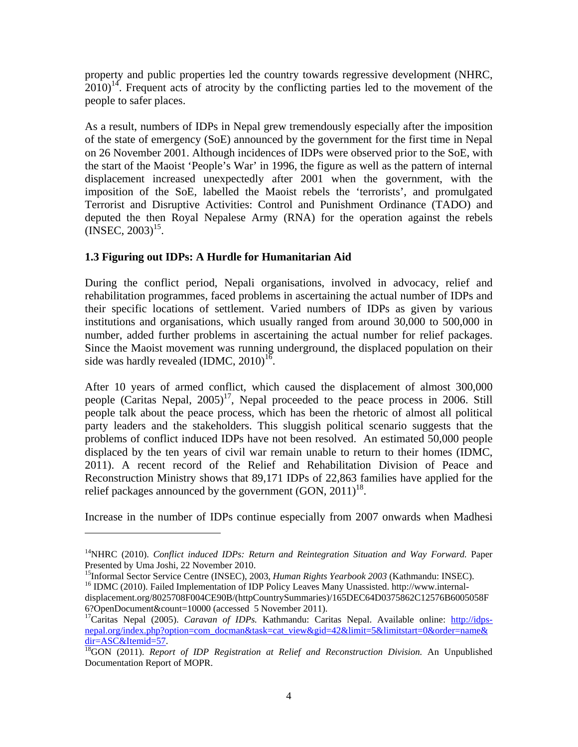property and public properties led the country towards regressive development (NHRC, 2010)[14]. Frequent acts of atrocity by the conflicting parties led to the movement of the people to safer places.

As a result, numbers of IDPs in Nepal grew tremendously especially after the imposition of the state of emergency (SoE) announced by the government for the first time in Nepal on 26 November 2001. Although incidences of IDPs were observed prior to the SoE, with the start of the Maoist 'People's War' in 1996, the figure as well as the pattern of internal displacement increased unexpectedly after 2001 when the government, with the imposition of the SoE, labelled the Maoist rebels the 'terrorists', and promulgated Terrorist and Disruptive Activities: Control and Punishment Ordinance (TADO) and deputed the then Royal Nepalese Army (RNA) for the operation against the rebels (INSEC, 2003)[15].

### 1.3 Figuring out IDPs: A Hurdle for Humanitarian Aid

During the conflict period, Nepali organisations, involved in advocacy, relief and rehabilitation programmes, faced problems in ascertaining the actual number of IDPs and their specific locations of settlement. Varied numbers of IDPs as given by various institutions and organisations, which usually ranged from around 30,000 to 500,000 in number, added further problems in ascertaining the actual number for relief packages. Since the Maoist movement was running underground, the displaced population on their side was hardly revealed (IDMC, 2010)[16].

After 10 years of armed conflict, which caused the displacement of almost 300,000 people (Caritas Nepal, 2005)[17], Nepal proceeded to the peace process in 2006. Still people talk about the peace process, which has been the rhetoric of almost all political party leaders and the stakeholders. This sluggish political scenario suggests that the problems of conflict induced IDPs have not been resolved. An estimated 50,000 people displaced by the ten years of civil war remain unable to return to their homes (IDMC, 2011). A recent record of the Relief and Rehabilitation Division of Peace and Reconstruction Ministry shows that 89,171 IDPs of 22,863 families have applied for the relief packages announced by the government (GON, 2011)[18].

Increase in the number of IDPs continue especially from 2007 onwards when Madhesi

---

[14]NHRC (2010). *Conflict induced IDPs: Return and Reintegration Situation and Way Forward.* Paper Presented by Uma Joshi, 22 November 2010.

[15]Informal Sector Service Centre (INSEC), 2003, *Human Rights Yearbook 2003* (Kathmandu: INSEC).

[16] IDMC (2010). Failed Implementation of IDP Policy Leaves Many Unassisted. http://www.internal-displacement.org/8025708F004CE90B/(httpCountrySummaries)/165DEC64D0375862C12576B6005058F6?OpenDocument&count=10000 (accessed 5 November 2011).

[17]Caritas Nepal (2005). *Caravan of IDPs.* Kathmandu: Caritas Nepal. Available online: http://idps-nepal.org/index.php?option=com_docman&task=cat_view&gid=42&limit=5&limitstart=0&order=name&dir=ASC&Itemid=57.

[18]GON (2011). *Report of IDP Registration at Relief and Reconstruction Division.* An Unpublished Documentation Report of MOPR.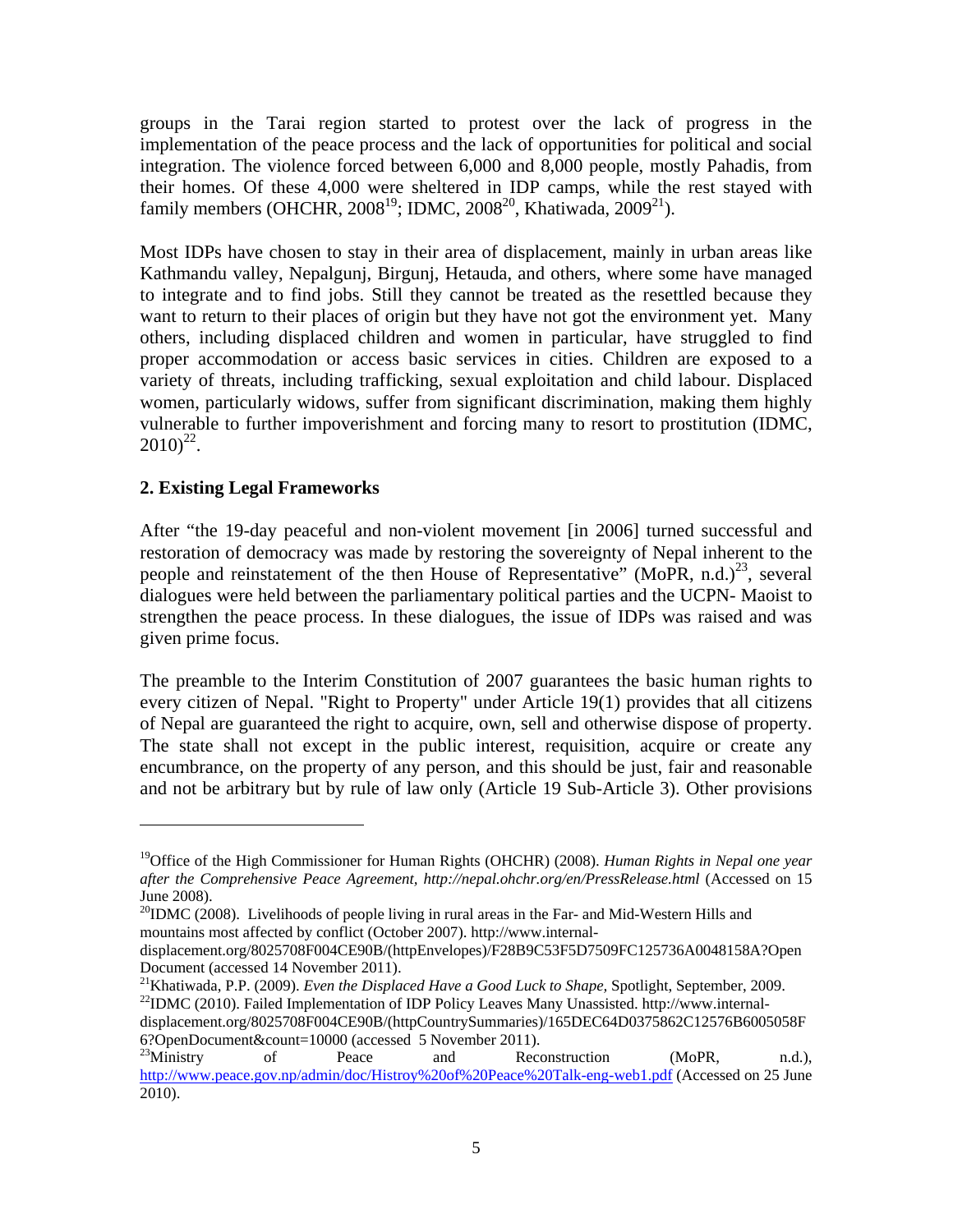groups in the Tarai region started to protest over the lack of progress in the implementation of the peace process and the lack of opportunities for political and social integration. The violence forced between 6,000 and 8,000 people, mostly Pahadis, from their homes. Of these 4,000 were sheltered in IDP camps, while the rest stayed with family members (OHCHR, 2008[19]; IDMC, 2008[20], Khatiwada, 2009[21]).

Most IDPs have chosen to stay in their area of displacement, mainly in urban areas like Kathmandu valley, Nepalgunj, Birgunj, Hetauda, and others, where some have managed to integrate and to find jobs. Still they cannot be treated as the resettled because they want to return to their places of origin but they have not got the environment yet. Many others, including displaced children and women in particular, have struggled to find proper accommodation or access basic services in cities. Children are exposed to a variety of threats, including trafficking, sexual exploitation and child labour. Displaced women, particularly widows, suffer from significant discrimination, making them highly vulnerable to further impoverishment and forcing many to resort to prostitution (IDMC, 2010)[22].

## 2. Existing Legal Frameworks

After "the 19-day peaceful and non-violent movement [in 2006] turned successful and restoration of democracy was made by restoring the sovereignty of Nepal inherent to the people and reinstatement of the then House of Representative" (MoPR, n.d.)[23], several dialogues were held between the parliamentary political parties and the UCPN- Maoist to strengthen the peace process. In these dialogues, the issue of IDPs was raised and was given prime focus.

The preamble to the Interim Constitution of 2007 guarantees the basic human rights to every citizen of Nepal. "Right to Property" under Article 19(1) provides that all citizens of Nepal are guaranteed the right to acquire, own, sell and otherwise dispose of property. The state shall not except in the public interest, requisition, acquire or create any encumbrance, on the property of any person, and this should be just, fair and reasonable and not be arbitrary but by rule of law only (Article 19 Sub-Article 3). Other provisions

---

[19]Office of the High Commissioner for Human Rights (OHCHR) (2008). *Human Rights in Nepal one year after the Comprehensive Peace Agreement, http://nepal.ohchr.org/en/PressRelease.html* (Accessed on 15 June 2008).

[20]IDMC (2008). Livelihoods of people living in rural areas in the Far- and Mid-Western Hills and mountains most affected by conflict (October 2007). http://www.internal-displacement.org/8025708F004CE90B/(httpEnvelopes)/F28B9C53F5D7509FC125736A0048158A?OpenDocument (accessed 14 November 2011).

[21]Khatiwada, P.P. (2009). *Even the Displaced Have a Good Luck to Shape,* Spotlight, September, 2009.

[22]IDMC (2010). Failed Implementation of IDP Policy Leaves Many Unassisted. http://www.internal-displacement.org/8025708F004CE90B/(httpCountrySummaries)/165DEC64D0375862C12576B6005058F6?OpenDocument&count=10000 (accessed 5 November 2011).

[23]Ministry of Peace and Reconstruction (MoPR, n.d.), http://www.peace.gov.np/admin/doc/Histroy%20of%20Peace%20Talk-eng-web1.pdf (Accessed on 25 June 2010).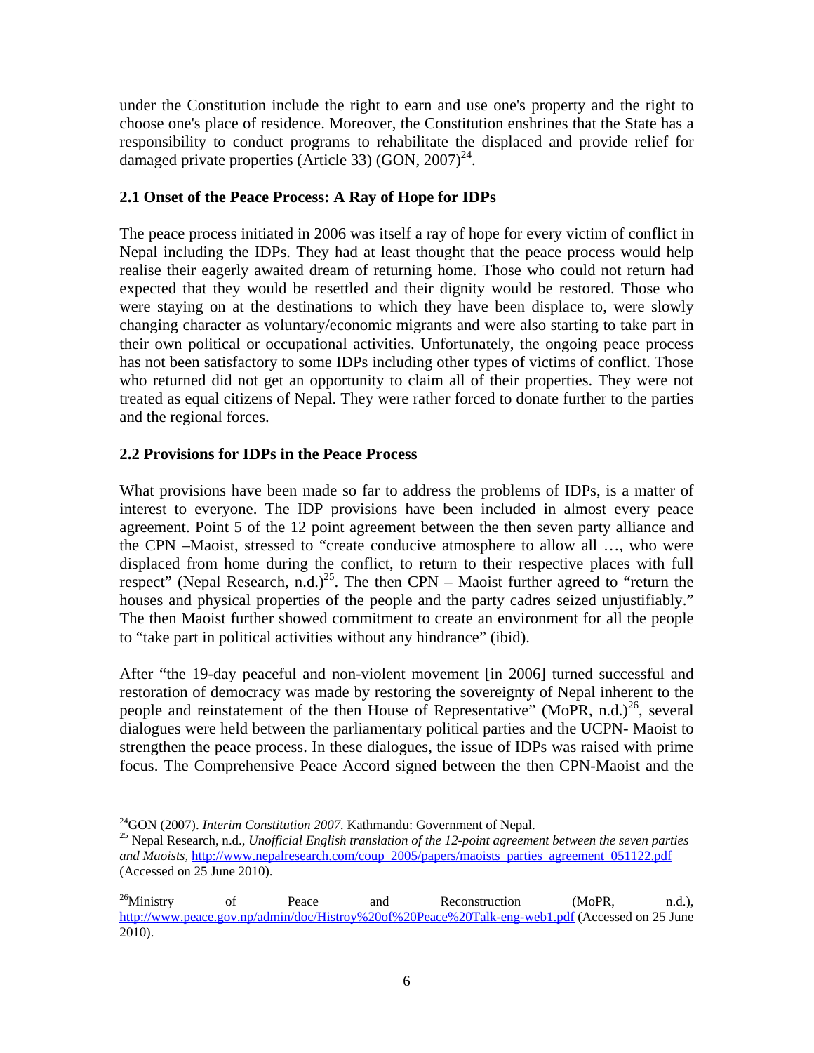under the Constitution include the right to earn and use one's property and the right to choose one's place of residence. Moreover, the Constitution enshrines that the State has a responsibility to conduct programs to rehabilitate the displaced and provide relief for damaged private properties (Article 33) (GON, 2007)[24].

### 2.1 Onset of the Peace Process: A Ray of Hope for IDPs

The peace process initiated in 2006 was itself a ray of hope for every victim of conflict in Nepal including the IDPs. They had at least thought that the peace process would help realise their eagerly awaited dream of returning home. Those who could not return had expected that they would be resettled and their dignity would be restored. Those who were staying on at the destinations to which they have been displace to, were slowly changing character as voluntary/economic migrants and were also starting to take part in their own political or occupational activities. Unfortunately, the ongoing peace process has not been satisfactory to some IDPs including other types of victims of conflict. Those who returned did not get an opportunity to claim all of their properties. They were not treated as equal citizens of Nepal. They were rather forced to donate further to the parties and the regional forces.

### 2.2 Provisions for IDPs in the Peace Process

What provisions have been made so far to address the problems of IDPs, is a matter of interest to everyone. The IDP provisions have been included in almost every peace agreement. Point 5 of the 12 point agreement between the then seven party alliance and the CPN –Maoist, stressed to "create conducive atmosphere to allow all …, who were displaced from home during the conflict, to return to their respective places with full respect" (Nepal Research, n.d.)[25]. The then CPN – Maoist further agreed to "return the houses and physical properties of the people and the party cadres seized unjustifiably." The then Maoist further showed commitment to create an environment for all the people to "take part in political activities without any hindrance" (ibid).

After "the 19-day peaceful and non-violent movement [in 2006] turned successful and restoration of democracy was made by restoring the sovereignty of Nepal inherent to the people and reinstatement of the then House of Representative" (MoPR, n.d.)[26], several dialogues were held between the parliamentary political parties and the UCPN- Maoist to strengthen the peace process. In these dialogues, the issue of IDPs was raised with prime focus. The Comprehensive Peace Accord signed between the then CPN-Maoist and the

---

[24] GON (2007). *Interim Constitution 2007.* Kathmandu: Government of Nepal.

[25] Nepal Research, n.d., *Unofficial English translation of the 12-point agreement between the seven parties and Maoists,* http://www.nepalresearch.com/coup_2005/papers/maoists_parties_agreement_051122.pdf (Accessed on 25 June 2010).

[26] Ministry of Peace and Reconstruction (MoPR, n.d.), http://www.peace.gov.np/admin/doc/Histroy%20of%20Peace%20Talk-eng-web1.pdf (Accessed on 25 June 2010).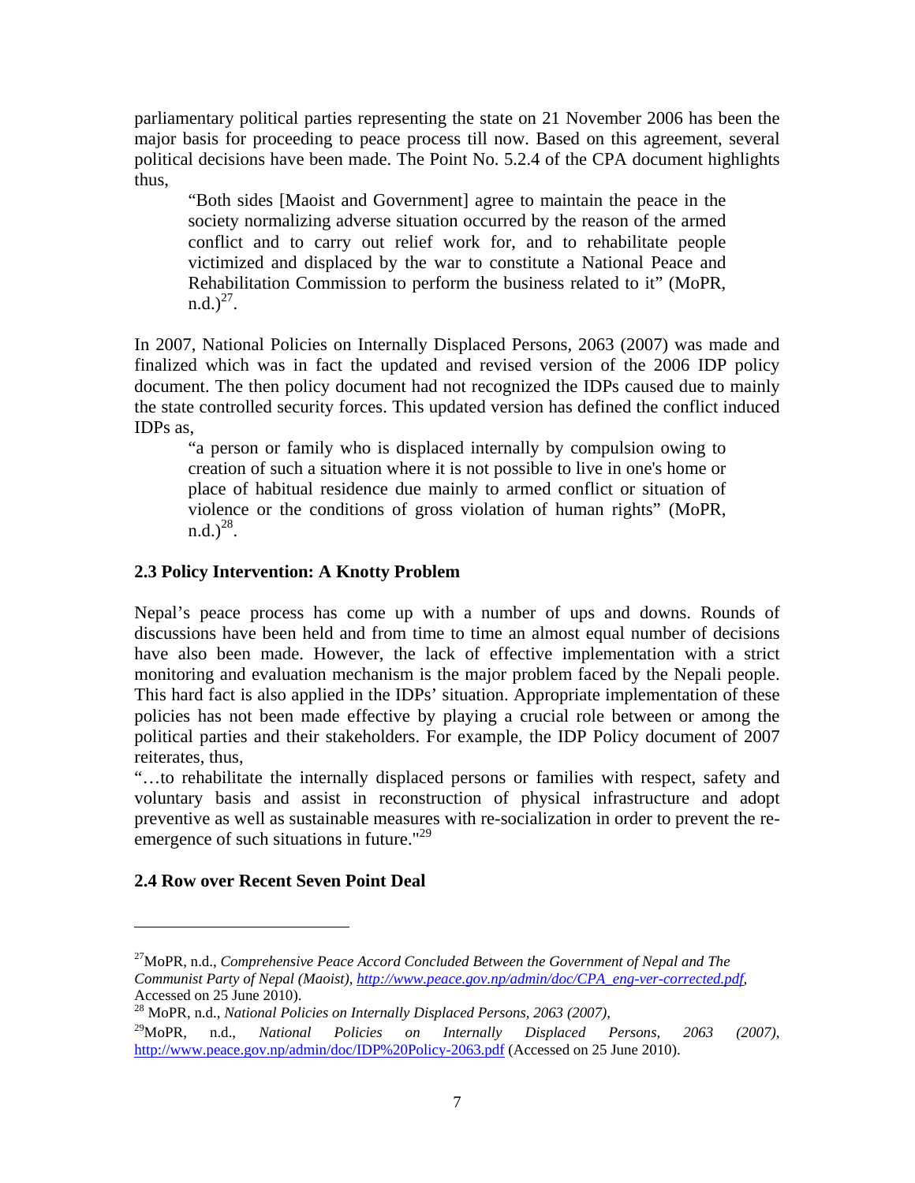parliamentary political parties representing the state on 21 November 2006 has been the major basis for proceeding to peace process till now. Based on this agreement, several political decisions have been made. The Point No. 5.2.4 of the CPA document highlights thus,

> "Both sides [Maoist and Government] agree to maintain the peace in the society normalizing adverse situation occurred by the reason of the armed conflict and to carry out relief work for, and to rehabilitate people victimized and displaced by the war to constitute a National Peace and Rehabilitation Commission to perform the business related to it" (MoPR, n.d.)[27].

In 2007, National Policies on Internally Displaced Persons, 2063 (2007) was made and finalized which was in fact the updated and revised version of the 2006 IDP policy document. The then policy document had not recognized the IDPs caused due to mainly the state controlled security forces. This updated version has defined the conflict induced IDPs as,

> "a person or family who is displaced internally by compulsion owing to creation of such a situation where it is not possible to live in one's home or place of habitual residence due mainly to armed conflict or situation of violence or the conditions of gross violation of human rights" (MoPR, n.d.)[28].

### 2.3 Policy Intervention: A Knotty Problem

Nepal's peace process has come up with a number of ups and downs. Rounds of discussions have been held and from time to time an almost equal number of decisions have also been made. However, the lack of effective implementation with a strict monitoring and evaluation mechanism is the major problem faced by the Nepali people. This hard fact is also applied in the IDPs' situation. Appropriate implementation of these policies has not been made effective by playing a crucial role between or among the political parties and their stakeholders. For example, the IDP Policy document of 2007 reiterates, thus,

"…to rehabilitate the internally displaced persons or families with respect, safety and voluntary basis and assist in reconstruction of physical infrastructure and adopt preventive as well as sustainable measures with re-socialization in order to prevent the re-emergence of such situations in future."[29]

### 2.4 Row over Recent Seven Point Deal

---

[27] MoPR, n.d., *Comprehensive Peace Accord Concluded Between the Government of Nepal and The Communist Party of Nepal (Maoist)*, http://www.peace.gov.np/admin/doc/CPA_eng-ver-corrected.pdf, Accessed on 25 June 2010).

[28] MoPR, n.d., *National Policies on Internally Displaced Persons, 2063 (2007),*

[29] MoPR, n.d., *National Policies on Internally Displaced Persons, 2063 (2007),* http://www.peace.gov.np/admin/doc/IDP%20Policy-2063.pdf (Accessed on 25 June 2010).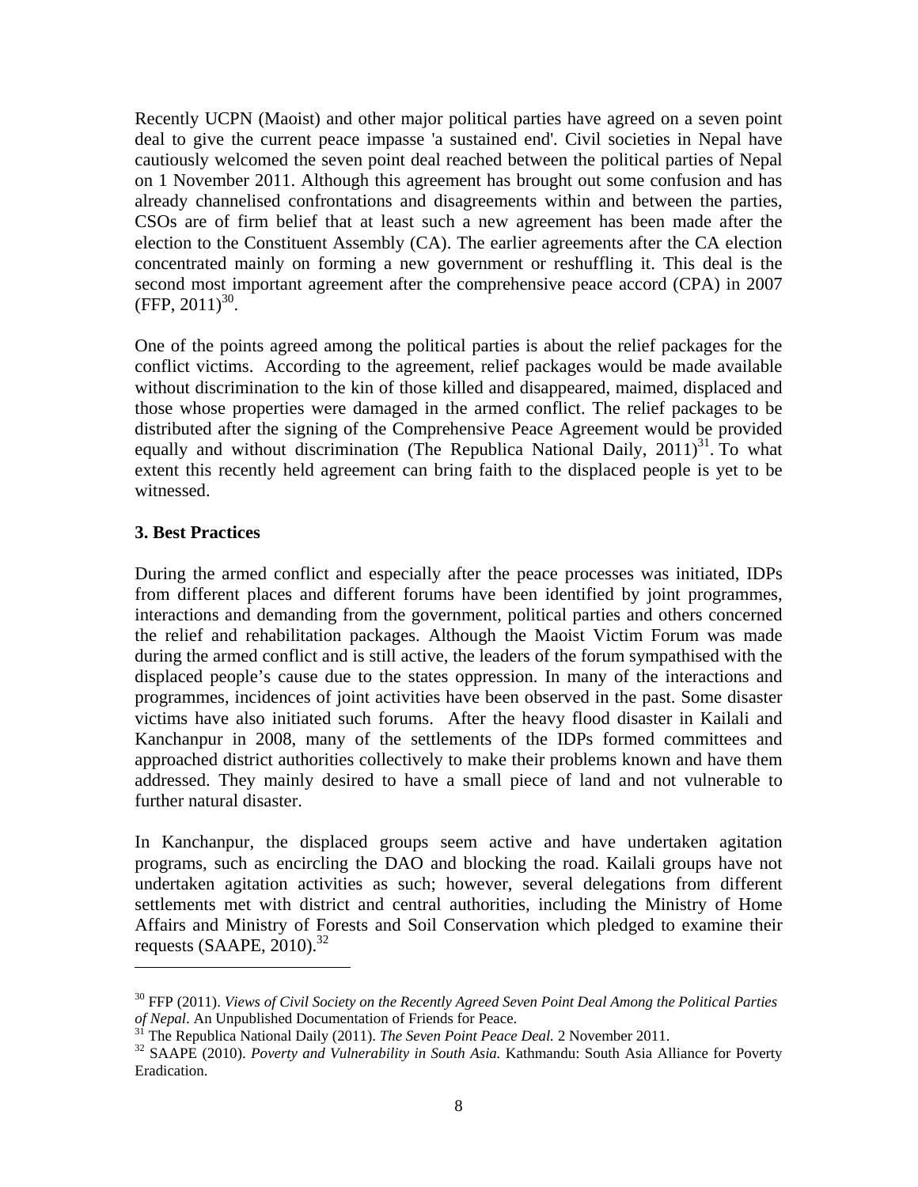Recently UCPN (Maoist) and other major political parties have agreed on a seven point deal to give the current peace impasse 'a sustained end'. Civil societies in Nepal have cautiously welcomed the seven point deal reached between the political parties of Nepal on 1 November 2011. Although this agreement has brought out some confusion and has already channelised confrontations and disagreements within and between the parties, CSOs are of firm belief that at least such a new agreement has been made after the election to the Constituent Assembly (CA). The earlier agreements after the CA election concentrated mainly on forming a new government or reshuffling it. This deal is the second most important agreement after the comprehensive peace accord (CPA) in 2007 (FFP, 2011)[30].

One of the points agreed among the political parties is about the relief packages for the conflict victims. According to the agreement, relief packages would be made available without discrimination to the kin of those killed and disappeared, maimed, displaced and those whose properties were damaged in the armed conflict. The relief packages to be distributed after the signing of the Comprehensive Peace Agreement would be provided equally and without discrimination (The Republica National Daily, 2011)[31]. To what extent this recently held agreement can bring faith to the displaced people is yet to be witnessed.

## 3. Best Practices

During the armed conflict and especially after the peace processes was initiated, IDPs from different places and different forums have been identified by joint programmes, interactions and demanding from the government, political parties and others concerned the relief and rehabilitation packages. Although the Maoist Victim Forum was made during the armed conflict and is still active, the leaders of the forum sympathised with the displaced people's cause due to the states oppression. In many of the interactions and programmes, incidences of joint activities have been observed in the past. Some disaster victims have also initiated such forums. After the heavy flood disaster in Kailali and Kanchanpur in 2008, many of the settlements of the IDPs formed committees and approached district authorities collectively to make their problems known and have them addressed. They mainly desired to have a small piece of land and not vulnerable to further natural disaster.

In Kanchanpur, the displaced groups seem active and have undertaken agitation programs, such as encircling the DAO and blocking the road. Kailali groups have not undertaken agitation activities as such; however, several delegations from different settlements met with district and central authorities, including the Ministry of Home Affairs and Ministry of Forests and Soil Conservation which pledged to examine their requests (SAAPE, 2010).[32]

---

[30] FFP (2011). *Views of Civil Society on the Recently Agreed Seven Point Deal Among the Political Parties of Nepal*. An Unpublished Documentation of Friends for Peace.

[31] The Republica National Daily (2011). *The Seven Point Peace Deal.* 2 November 2011.

[32] SAAPE (2010). *Poverty and Vulnerability in South Asia.* Kathmandu: South Asia Alliance for Poverty Eradication.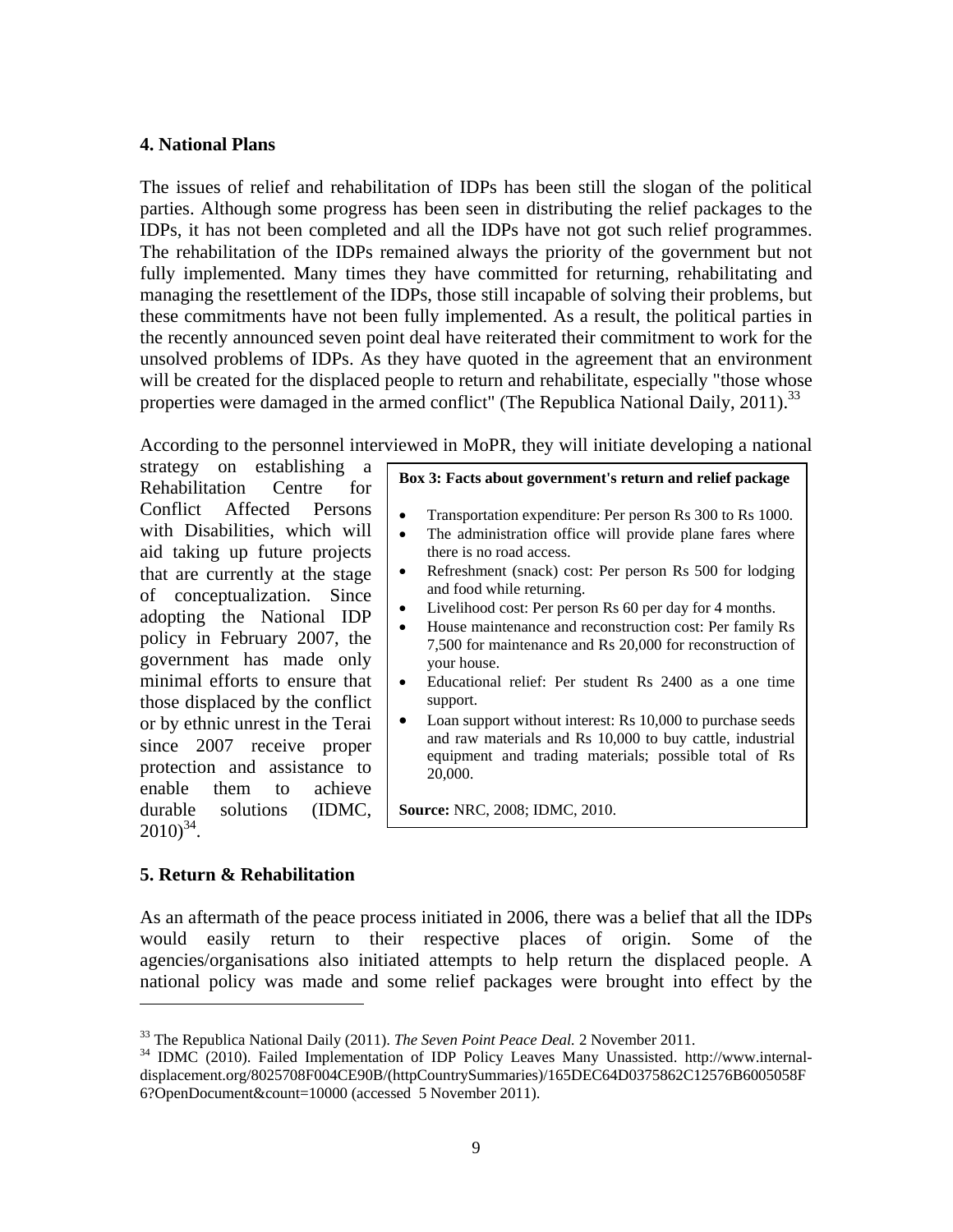## 4. National Plans

The issues of relief and rehabilitation of IDPs has been still the slogan of the political parties. Although some progress has been seen in distributing the relief packages to the IDPs, it has not been completed and all the IDPs have not got such relief programmes. The rehabilitation of the IDPs remained always the priority of the government but not fully implemented. Many times they have committed for returning, rehabilitating and managing the resettlement of the IDPs, those still incapable of solving their problems, but these commitments have not been fully implemented. As a result, the political parties in the recently announced seven point deal have reiterated their commitment to work for the unsolved problems of IDPs. As they have quoted in the agreement that an environment will be created for the displaced people to return and rehabilitate, especially "those whose properties were damaged in the armed conflict" (The Republica National Daily, 2011).[33]

According to the personnel interviewed in MoPR, they will initiate developing a national strategy on establishing a Rehabilitation Centre for Conflict Affected Persons with Disabilities, which will aid taking up future projects that are currently at the stage of conceptualization. Since adopting the National IDP policy in February 2007, the government has made only minimal efforts to ensure that those displaced by the conflict or by ethnic unrest in the Terai since 2007 receive proper protection and assistance to enable them to achieve durable solutions (IDMC, 2010)[34].

**Box 3: Facts about government's return and relief package**

- Transportation expenditure: Per person Rs 300 to Rs 1000.
- The administration office will provide plane fares where there is no road access.
- Refreshment (snack) cost: Per person Rs 500 for lodging and food while returning.
- Livelihood cost: Per person Rs 60 per day for 4 months.
- House maintenance and reconstruction cost: Per family Rs 7,500 for maintenance and Rs 20,000 for reconstruction of your house.
- Educational relief: Per student Rs 2400 as a one time support.
- Loan support without interest: Rs 10,000 to purchase seeds and raw materials and Rs 10,000 to buy cattle, industrial equipment and trading materials; possible total of Rs 20,000.

**Source:** NRC, 2008; IDMC, 2010.

## 5. Return & Rehabilitation

As an aftermath of the peace process initiated in 2006, there was a belief that all the IDPs would easily return to their respective places of origin. Some of the agencies/organisations also initiated attempts to help return the displaced people. A national policy was made and some relief packages were brought into effect by the

---

[33] The Republica National Daily (2011). *The Seven Point Peace Deal.* 2 November 2011.

[34] IDMC (2010). Failed Implementation of IDP Policy Leaves Many Unassisted. http://www.internal-displacement.org/8025708F004CE90B/(httpCountrySummaries)/165DEC64D0375862C12576B6005058F6?OpenDocument&count=10000 (accessed 5 November 2011).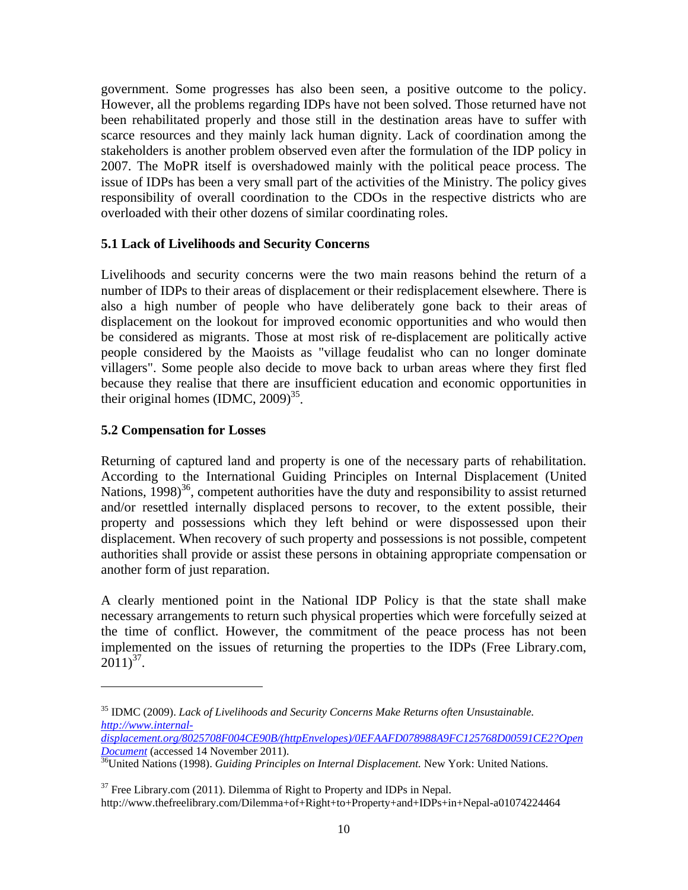government. Some progresses has also been seen, a positive outcome to the policy. However, all the problems regarding IDPs have not been solved. Those returned have not been rehabilitated properly and those still in the destination areas have to suffer with scarce resources and they mainly lack human dignity. Lack of coordination among the stakeholders is another problem observed even after the formulation of the IDP policy in 2007. The MoPR itself is overshadowed mainly with the political peace process. The issue of IDPs has been a very small part of the activities of the Ministry. The policy gives responsibility of overall coordination to the CDOs in the respective districts who are overloaded with their other dozens of similar coordinating roles.

### 5.1 Lack of Livelihoods and Security Concerns

Livelihoods and security concerns were the two main reasons behind the return of a number of IDPs to their areas of displacement or their redisplacement elsewhere. There is also a high number of people who have deliberately gone back to their areas of displacement on the lookout for improved economic opportunities and who would then be considered as migrants. Those at most risk of re-displacement are politically active people considered by the Maoists as "village feudalist who can no longer dominate villagers". Some people also decide to move back to urban areas where they first fled because they realise that there are insufficient education and economic opportunities in their original homes (IDMC, 2009)[35].

### 5.2 Compensation for Losses

Returning of captured land and property is one of the necessary parts of rehabilitation. According to the International Guiding Principles on Internal Displacement (United Nations, 1998)[36], competent authorities have the duty and responsibility to assist returned and/or resettled internally displaced persons to recover, to the extent possible, their property and possessions which they left behind or were dispossessed upon their displacement. When recovery of such property and possessions is not possible, competent authorities shall provide or assist these persons in obtaining appropriate compensation or another form of just reparation.

A clearly mentioned point in the National IDP Policy is that the state shall make necessary arrangements to return such physical properties which were forcefully seized at the time of conflict. However, the commitment of the peace process has not been implemented on the issues of returning the properties to the IDPs (Free Library.com, 2011)[37].

---

[35] IDMC (2009). *Lack of Livelihoods and Security Concerns Make Returns often Unsustainable.* *http://www.internal-displacement.org/8025708F004CE90B/(httpEnvelopes)/0EFAAFD078988A9FC125768D00591CE2?OpenDocument* (accessed 14 November 2011).

[36] United Nations (1998). *Guiding Principles on Internal Displacement.* New York: United Nations.

[37] Free Library.com (2011). Dilemma of Right to Property and IDPs in Nepal. http://www.thefreelibrary.com/Dilemma+of+Right+to+Property+and+IDPs+in+Nepal-a01074224464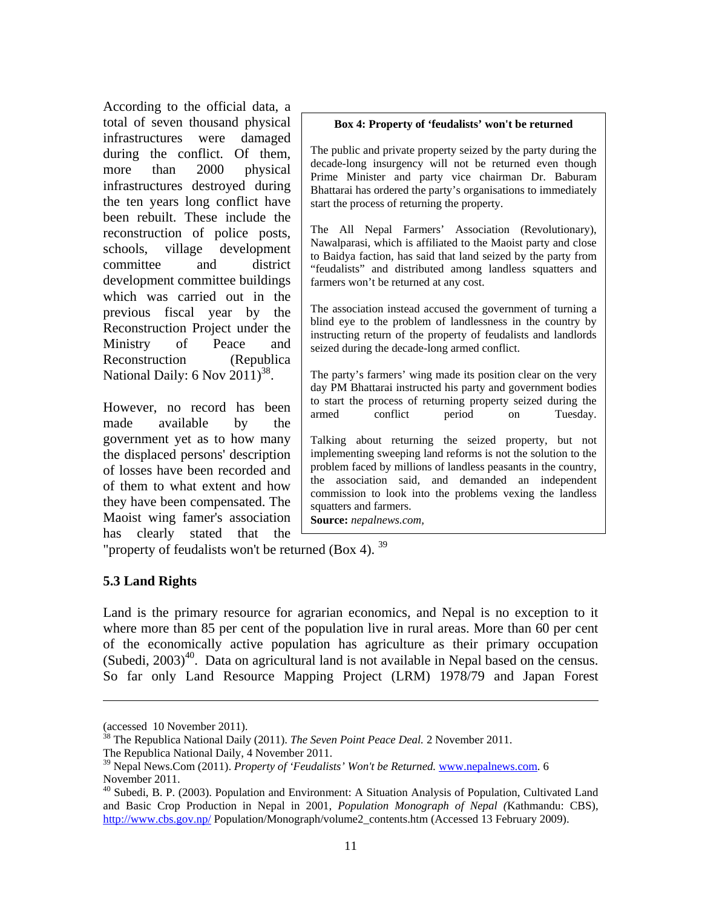According to the official data, a total of seven thousand physical infrastructures were damaged during the conflict. Of them, more than 2000 physical infrastructures destroyed during the ten years long conflict have been rebuilt. These include the reconstruction of police posts, schools, village development committee and district development committee buildings which was carried out in the previous fiscal year by the Reconstruction Project under the Ministry of Peace and Reconstruction (Republica National Daily: 6 Nov 2011)[38].

However, no record has been made available by the government yet as to how many the displaced persons' description of losses have been recorded and of them to what extent and how they have been compensated. The Maoist wing famer's association has clearly stated that the "property of feudalists won't be returned (Box 4). [39]

> **Box 4: Property of 'feudalists' won't be returned**
>
> The public and private property seized by the party during the decade-long insurgency will not be returned even though Prime Minister and party vice chairman Dr. Baburam Bhattarai has ordered the party's organisations to immediately start the process of returning the property.
>
> The All Nepal Farmers' Association (Revolutionary), Nawalparasi, which is affiliated to the Maoist party and close to Baidya faction, has said that land seized by the party from "feudalists" and distributed among landless squatters and farmers won't be returned at any cost.
>
> The association instead accused the government of turning a blind eye to the problem of landlessness in the country by instructing return of the property of feudalists and landlords seized during the decade-long armed conflict.
>
> The party's farmers' wing made its position clear on the very day PM Bhattarai instructed his party and government bodies to start the process of returning property seized during the armed conflict period on Tuesday.
>
> Talking about returning the seized property, but not implementing sweeping land reforms is not the solution to the problem faced by millions of landless peasants in the country, the association said, and demanded an independent commission to look into the problems vexing the landless squatters and farmers.
>
> **Source:** *nepalnews.com,*

### 5.3 Land Rights

Land is the primary resource for agrarian economics, and Nepal is no exception to it where more than 85 per cent of the population live in rural areas. More than 60 per cent of the economically active population has agriculture as their primary occupation (Subedi, 2003)[40]. Data on agricultural land is not available in Nepal based on the census. So far only Land Resource Mapping Project (LRM) 1978/79 and Japan Forest

---

(accessed 10 November 2011).

[38] The Republica National Daily (2011). *The Seven Point Peace Deal.* 2 November 2011. The Republica National Daily, 4 November 2011.

[39] Nepal News.Com (2011). *Property of 'Feudalists' Won't be Returned.* www.nepalnews.com. 6 November 2011.

[40] Subedi, B. P. (2003). Population and Environment: A Situation Analysis of Population, Cultivated Land and Basic Crop Production in Nepal in 2001, *Population Monograph of Nepal (*Kathmandu: CBS), http://www.cbs.gov.np/ Population/Monograph/volume2_contents.htm (Accessed 13 February 2009).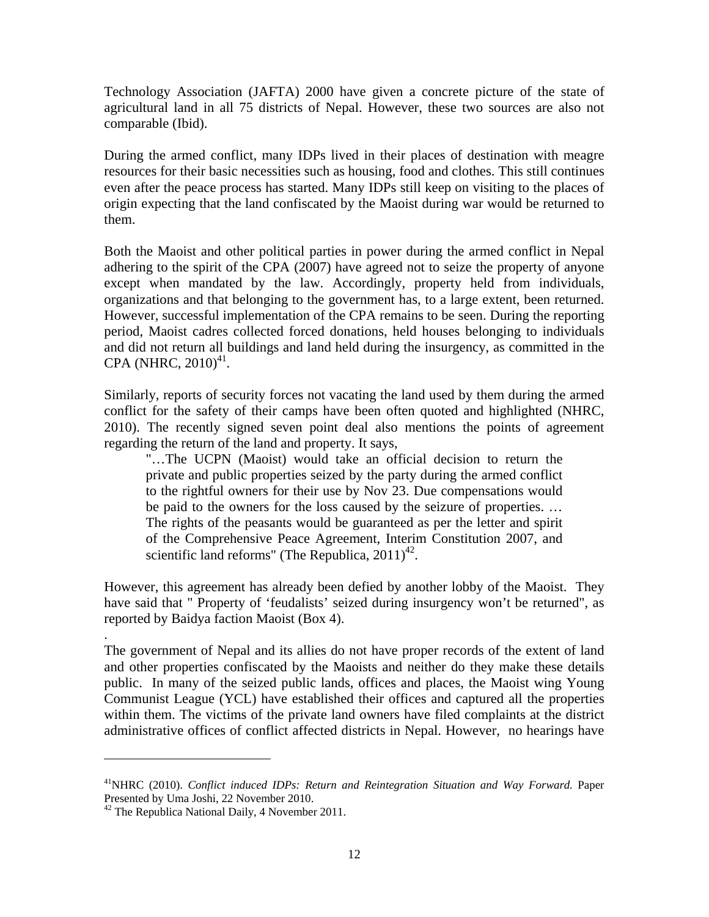Technology Association (JAFTA) 2000 have given a concrete picture of the state of agricultural land in all 75 districts of Nepal. However, these two sources are also not comparable (Ibid).

During the armed conflict, many IDPs lived in their places of destination with meagre resources for their basic necessities such as housing, food and clothes. This still continues even after the peace process has started. Many IDPs still keep on visiting to the places of origin expecting that the land confiscated by the Maoist during war would be returned to them.

Both the Maoist and other political parties in power during the armed conflict in Nepal adhering to the spirit of the CPA (2007) have agreed not to seize the property of anyone except when mandated by the law. Accordingly, property held from individuals, organizations and that belonging to the government has, to a large extent, been returned. However, successful implementation of the CPA remains to be seen. During the reporting period, Maoist cadres collected forced donations, held houses belonging to individuals and did not return all buildings and land held during the insurgency, as committed in the CPA (NHRC, 2010)[41].

Similarly, reports of security forces not vacating the land used by them during the armed conflict for the safety of their camps have been often quoted and highlighted (NHRC, 2010). The recently signed seven point deal also mentions the points of agreement regarding the return of the land and property. It says,

> "…The UCPN (Maoist) would take an official decision to return the private and public properties seized by the party during the armed conflict to the rightful owners for their use by Nov 23. Due compensations would be paid to the owners for the loss caused by the seizure of properties. … The rights of the peasants would be guaranteed as per the letter and spirit of the Comprehensive Peace Agreement, Interim Constitution 2007, and scientific land reforms" (The Republica, 2011)[42].

However, this agreement has already been defied by another lobby of the Maoist. They have said that " Property of 'feudalists' seized during insurgency won't be returned", as reported by Baidya faction Maoist (Box 4).

.
The government of Nepal and its allies do not have proper records of the extent of land and other properties confiscated by the Maoists and neither do they make these details public. In many of the seized public lands, offices and places, the Maoist wing Young Communist League (YCL) have established their offices and captured all the properties within them. The victims of the private land owners have filed complaints at the district administrative offices of conflict affected districts in Nepal. However, no hearings have

---

[41]NHRC (2010). *Conflict induced IDPs: Return and Reintegration Situation and Way Forward.* Paper Presented by Uma Joshi, 22 November 2010.

[42] The Republica National Daily, 4 November 2011.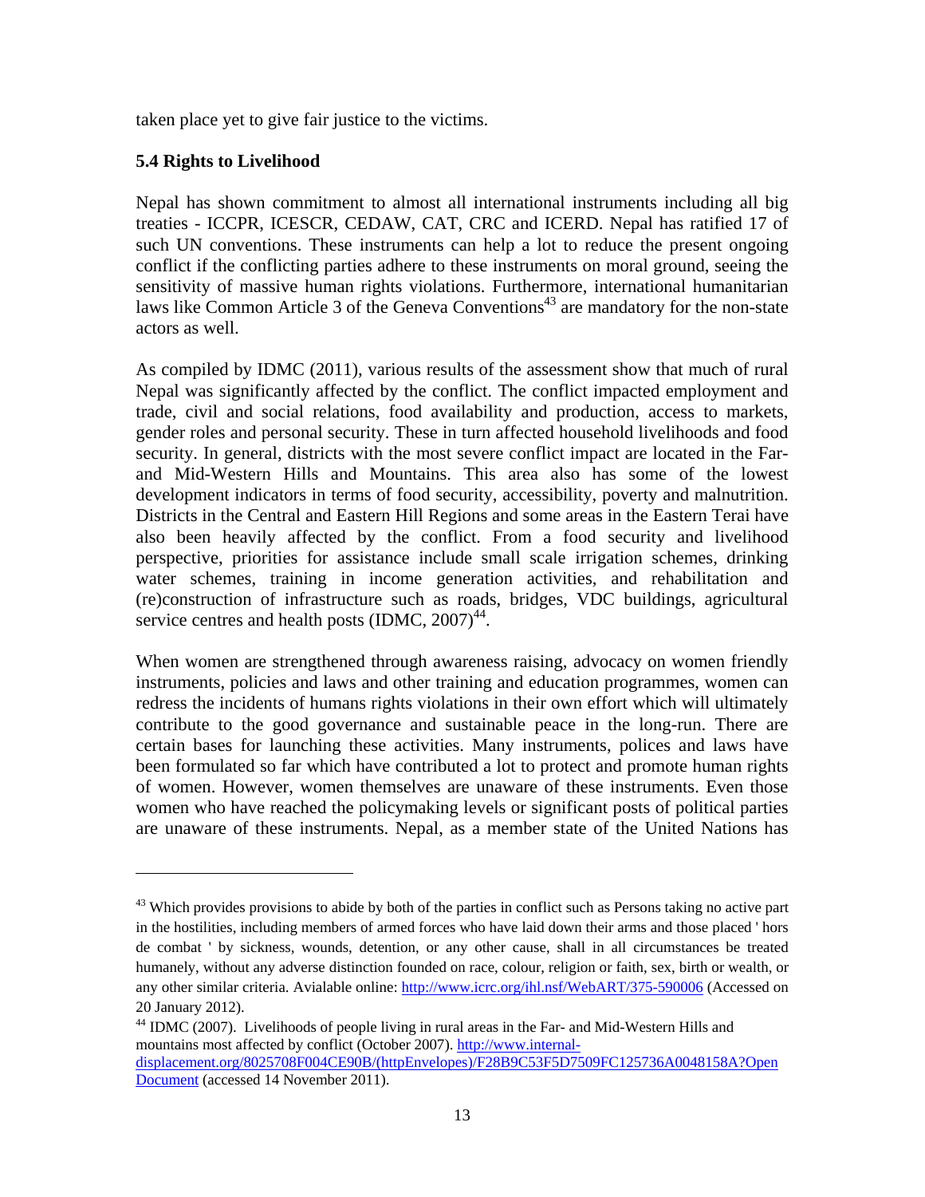taken place yet to give fair justice to the victims.

### 5.4 Rights to Livelihood

Nepal has shown commitment to almost all international instruments including all big treaties - ICCPR, ICESCR, CEDAW, CAT, CRC and ICERD. Nepal has ratified 17 of such UN conventions. These instruments can help a lot to reduce the present ongoing conflict if the conflicting parties adhere to these instruments on moral ground, seeing the sensitivity of massive human rights violations. Furthermore, international humanitarian laws like Common Article 3 of the Geneva Conventions[43] are mandatory for the non-state actors as well.

As compiled by IDMC (2011), various results of the assessment show that much of rural Nepal was significantly affected by the conflict. The conflict impacted employment and trade, civil and social relations, food availability and production, access to markets, gender roles and personal security. These in turn affected household livelihoods and food security. In general, districts with the most severe conflict impact are located in the Far- and Mid-Western Hills and Mountains. This area also has some of the lowest development indicators in terms of food security, accessibility, poverty and malnutrition. Districts in the Central and Eastern Hill Regions and some areas in the Eastern Terai have also been heavily affected by the conflict. From a food security and livelihood perspective, priorities for assistance include small scale irrigation schemes, drinking water schemes, training in income generation activities, and rehabilitation and (re)construction of infrastructure such as roads, bridges, VDC buildings, agricultural service centres and health posts (IDMC, 2007)[44].

When women are strengthened through awareness raising, advocacy on women friendly instruments, policies and laws and other training and education programmes, women can redress the incidents of humans rights violations in their own effort which will ultimately contribute to the good governance and sustainable peace in the long-run. There are certain bases for launching these activities. Many instruments, polices and laws have been formulated so far which have contributed a lot to protect and promote human rights of women. However, women themselves are unaware of these instruments. Even those women who have reached the policymaking levels or significant posts of political parties are unaware of these instruments. Nepal, as a member state of the United Nations has

---

[43] Which provides provisions to abide by both of the parties in conflict such as Persons taking no active part in the hostilities, including members of armed forces who have laid down their arms and those placed ' hors de combat ' by sickness, wounds, detention, or any other cause, shall in all circumstances be treated humanely, without any adverse distinction founded on race, colour, religion or faith, sex, birth or wealth, or any other similar criteria. Avialable online: http://www.icrc.org/ihl.nsf/WebART/375-590006 (Accessed on 20 January 2012).

[44] IDMC (2007). Livelihoods of people living in rural areas in the Far- and Mid-Western Hills and mountains most affected by conflict (October 2007). http://www.internal-displacement.org/8025708F004CE90B/(httpEnvelopes)/F28B9C53F5D7509FC125736A0048158A?OpenDocument (accessed 14 November 2011).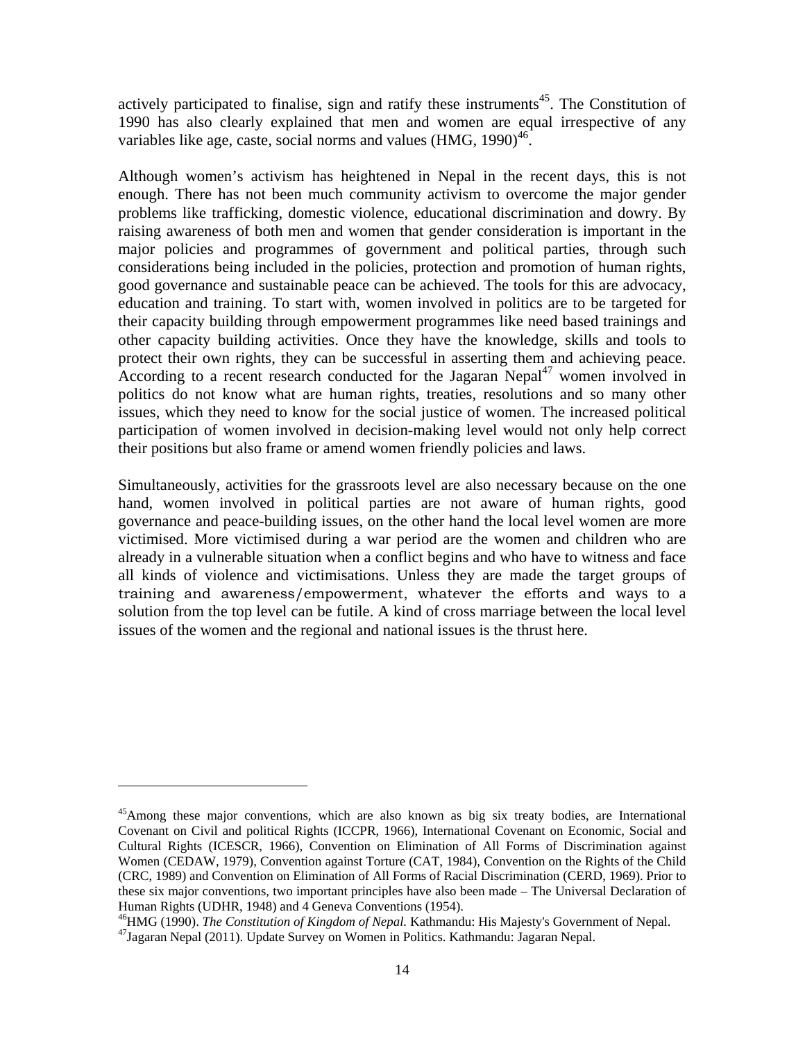actively participated to finalise, sign and ratify these instruments[45]. The Constitution of 1990 has also clearly explained that men and women are equal irrespective of any variables like age, caste, social norms and values (HMG, 1990)[46].

Although women's activism has heightened in Nepal in the recent days, this is not enough. There has not been much community activism to overcome the major gender problems like trafficking, domestic violence, educational discrimination and dowry. By raising awareness of both men and women that gender consideration is important in the major policies and programmes of government and political parties, through such considerations being included in the policies, protection and promotion of human rights, good governance and sustainable peace can be achieved. The tools for this are advocacy, education and training. To start with, women involved in politics are to be targeted for their capacity building through empowerment programmes like need based trainings and other capacity building activities. Once they have the knowledge, skills and tools to protect their own rights, they can be successful in asserting them and achieving peace. According to a recent research conducted for the Jagaran Nepal[47] women involved in politics do not know what are human rights, treaties, resolutions and so many other issues, which they need to know for the social justice of women. The increased political participation of women involved in decision-making level would not only help correct their positions but also frame or amend women friendly policies and laws.

Simultaneously, activities for the grassroots level are also necessary because on the one hand, women involved in political parties are not aware of human rights, good governance and peace-building issues, on the other hand the local level women are more victimised. More victimised during a war period are the women and children who are already in a vulnerable situation when a conflict begins and who have to witness and face all kinds of violence and victimisations. Unless they are made the target groups of training and awareness/empowerment, whatever the efforts and ways to a solution from the top level can be futile. A kind of cross marriage between the local level issues of the women and the regional and national issues is the thrust here.

---

[45]Among these major conventions, which are also known as big six treaty bodies, are International Covenant on Civil and political Rights (ICCPR, 1966), International Covenant on Economic, Social and Cultural Rights (ICESCR, 1966), Convention on Elimination of All Forms of Discrimination against Women (CEDAW, 1979), Convention against Torture (CAT, 1984), Convention on the Rights of the Child (CRC, 1989) and Convention on Elimination of All Forms of Racial Discrimination (CERD, 1969). Prior to these six major conventions, two important principles have also been made – The Universal Declaration of Human Rights (UDHR, 1948) and 4 Geneva Conventions (1954).

[46]HMG (1990). *The Constitution of Kingdom of Nepal.* Kathmandu: His Majesty's Government of Nepal.

[47]Jagaran Nepal (2011). Update Survey on Women in Politics. Kathmandu: Jagaran Nepal.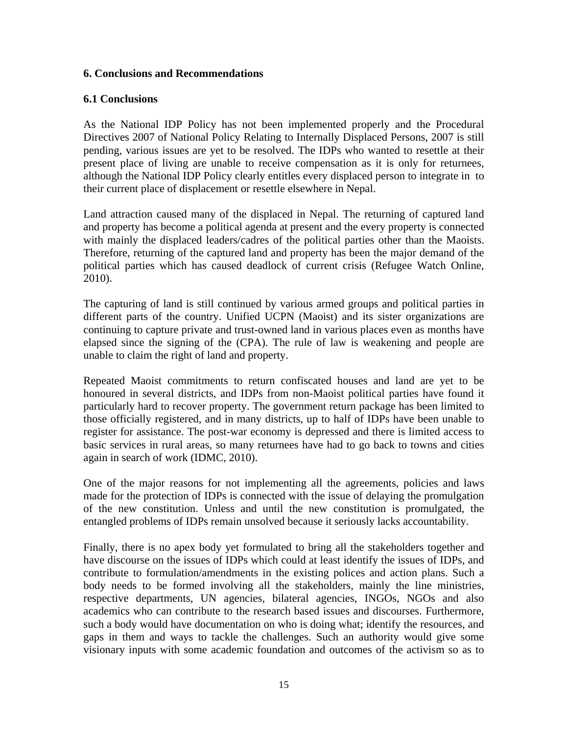## 6. Conclusions and Recommendations

### 6.1 Conclusions

As the National IDP Policy has not been implemented properly and the Procedural Directives 2007 of National Policy Relating to Internally Displaced Persons, 2007 is still pending, various issues are yet to be resolved. The IDPs who wanted to resettle at their present place of living are unable to receive compensation as it is only for returnees, although the National IDP Policy clearly entitles every displaced person to integrate in to their current place of displacement or resettle elsewhere in Nepal.

Land attraction caused many of the displaced in Nepal. The returning of captured land and property has become a political agenda at present and the every property is connected with mainly the displaced leaders/cadres of the political parties other than the Maoists. Therefore, returning of the captured land and property has been the major demand of the political parties which has caused deadlock of current crisis (Refugee Watch Online, 2010).

The capturing of land is still continued by various armed groups and political parties in different parts of the country. Unified UCPN (Maoist) and its sister organizations are continuing to capture private and trust-owned land in various places even as months have elapsed since the signing of the (CPA). The rule of law is weakening and people are unable to claim the right of land and property.

Repeated Maoist commitments to return confiscated houses and land are yet to be honoured in several districts, and IDPs from non-Maoist political parties have found it particularly hard to recover property. The government return package has been limited to those officially registered, and in many districts, up to half of IDPs have been unable to register for assistance. The post-war economy is depressed and there is limited access to basic services in rural areas, so many returnees have had to go back to towns and cities again in search of work (IDMC, 2010).

One of the major reasons for not implementing all the agreements, policies and laws made for the protection of IDPs is connected with the issue of delaying the promulgation of the new constitution. Unless and until the new constitution is promulgated, the entangled problems of IDPs remain unsolved because it seriously lacks accountability.

Finally, there is no apex body yet formulated to bring all the stakeholders together and have discourse on the issues of IDPs which could at least identify the issues of IDPs, and contribute to formulation/amendments in the existing polices and action plans. Such a body needs to be formed involving all the stakeholders, mainly the line ministries, respective departments, UN agencies, bilateral agencies, INGOs, NGOs and also academics who can contribute to the research based issues and discourses. Furthermore, such a body would have documentation on who is doing what; identify the resources, and gaps in them and ways to tackle the challenges. Such an authority would give some visionary inputs with some academic foundation and outcomes of the activism so as to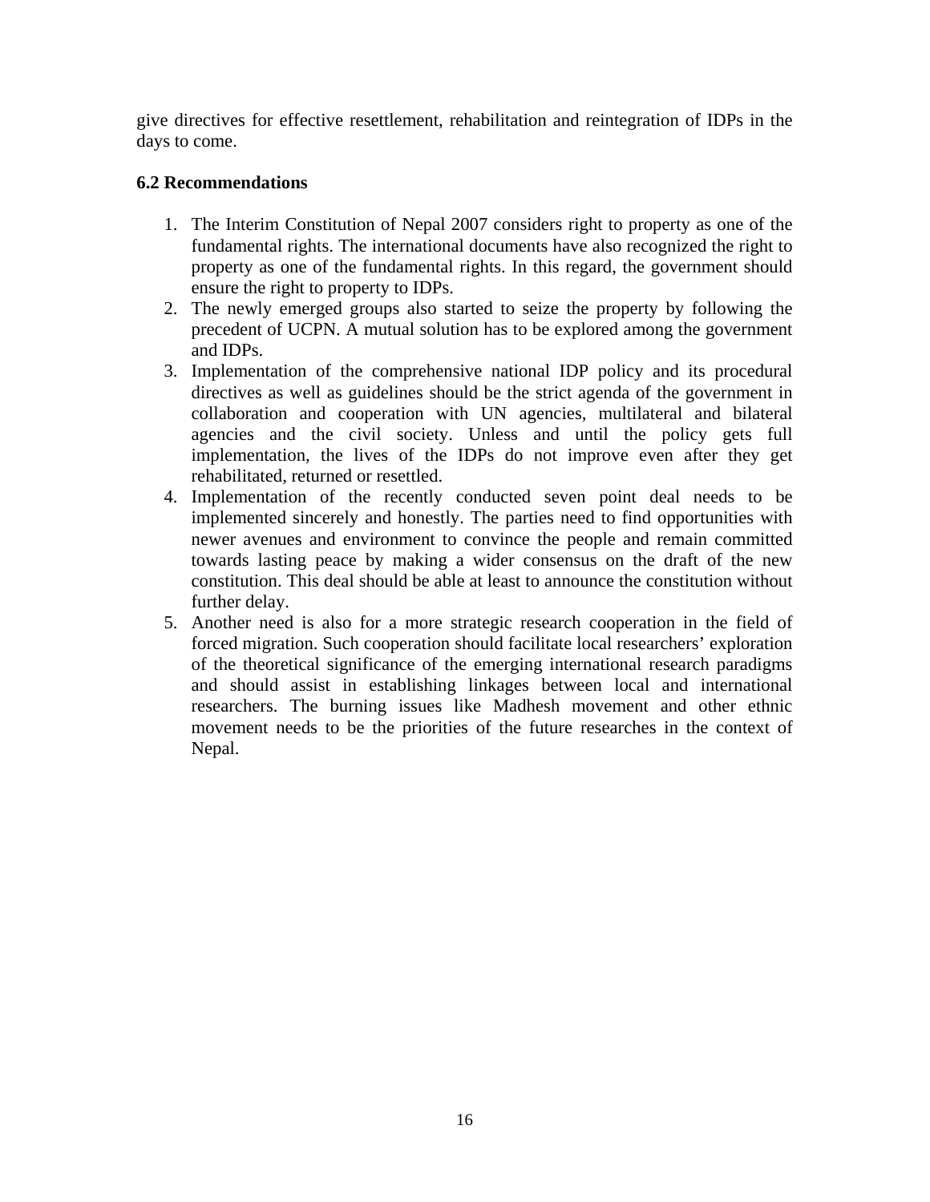give directives for effective resettlement, rehabilitation and reintegration of IDPs in the days to come.

### 6.2 Recommendations

1. The Interim Constitution of Nepal 2007 considers right to property as one of the fundamental rights. The international documents have also recognized the right to property as one of the fundamental rights. In this regard, the government should ensure the right to property to IDPs.
2. The newly emerged groups also started to seize the property by following the precedent of UCPN. A mutual solution has to be explored among the government and IDPs.
3. Implementation of the comprehensive national IDP policy and its procedural directives as well as guidelines should be the strict agenda of the government in collaboration and cooperation with UN agencies, multilateral and bilateral agencies and the civil society. Unless and until the policy gets full implementation, the lives of the IDPs do not improve even after they get rehabilitated, returned or resettled.
4. Implementation of the recently conducted seven point deal needs to be implemented sincerely and honestly. The parties need to find opportunities with newer avenues and environment to convince the people and remain committed towards lasting peace by making a wider consensus on the draft of the new constitution. This deal should be able at least to announce the constitution without further delay.
5. Another need is also for a more strategic research cooperation in the field of forced migration. Such cooperation should facilitate local researchers' exploration of the theoretical significance of the emerging international research paradigms and should assist in establishing linkages between local and international researchers. The burning issues like Madhesh movement and other ethnic movement needs to be the priorities of the future researches in the context of Nepal.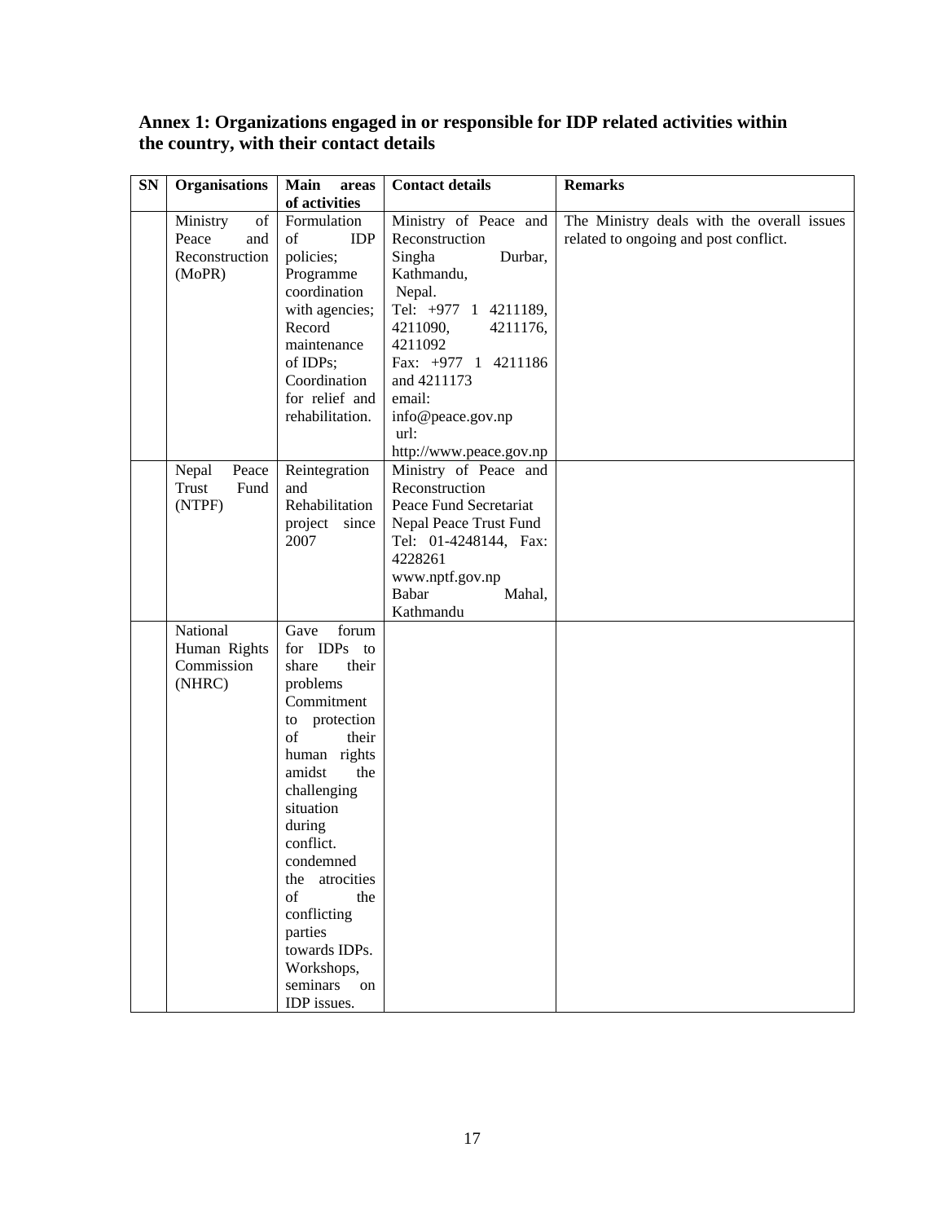**Annex 1: Organizations engaged in or responsible for IDP related activities within the country, with their contact details**

| SN | Organisations | Main areas of activities | Contact details | Remarks |
|---|---|---|---|---|
| | Ministry of Peace and Reconstruction (MoPR) | Formulation of IDP policies; Programme coordination with agencies; Record maintenance of IDPs; Coordination for relief and rehabilitation. | Ministry of Peace and Reconstruction Singha Durbar, Kathmandu, Nepal. Tel: +977 1 4211189, 4211090, 4211176, 4211092 Fax: +977 1 4211186 and 4211173 email: info@peace.gov.np url: http://www.peace.gov.np | The Ministry deals with the overall issues related to ongoing and post conflict. |
| | Nepal Peace Trust Fund (NTPF) | Reintegration and Rehabilitation project since 2007 | Ministry of Peace and Reconstruction Peace Fund Secretariat Nepal Peace Trust Fund Tel: 01-4248144, Fax: 4228261 www.nptf.gov.np Babar Mahal, Kathmandu | |
| | National Human Rights Commission (NHRC) | Gave forum for IDPs to share their problems Commitment to protection of their human rights amidst the challenging situation during conflict. condemned the atrocities of the conflicting parties towards IDPs. Workshops, seminars on IDP issues. | | |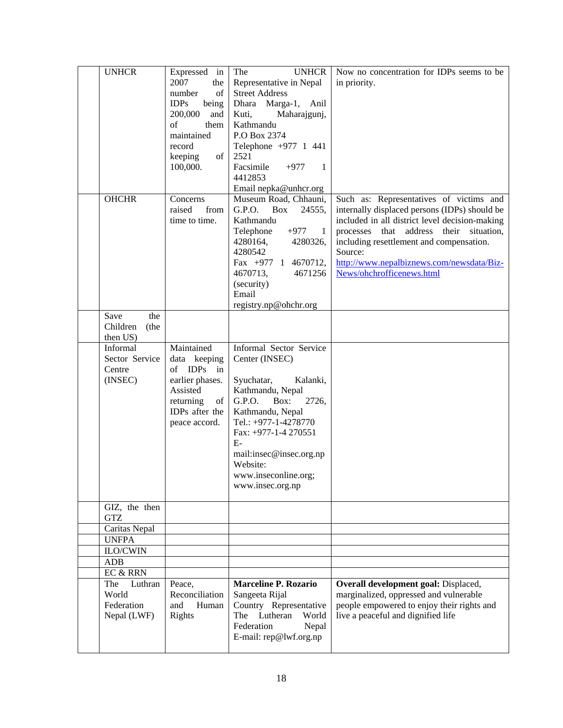| | | | | |
|---|---|---|---|---|
| | UNHCR | Expressed in 2007 the number of IDPs being 200,000 and of them maintained record keeping of 100,000. | The UNHCR Representative in Nepal Street Address Dhara Marga-1, Anil Kuti, Maharajgunj, Kathmandu P.O Box 2374 Telephone +977 1 441 2521 Facsimile +977 1 4412853 Email nepka@unhcr.org | Now no concentration for IDPs seems to be in priority. |
| | OHCHR | Concerns raised from time to time. | Museum Road, Chhauni, G.P.O. Box 24555, Kathmandu Telephone +977 1 4280164, 4280326, 4280542 Fax +977 1 4670712, 4670713, 4671256 (security) Email registry.np@ohchr.org | Such as: Representatives of victims and internally displaced persons (IDPs) should be included in all district level decision-making processes that address their situation, including resettlement and compensation. Source: [http://www.nepalbiznews.com/newsdata/Biz-News/ohchrofficenews.html](http://www.nepalbiznews.com/newsdata/Biz-News/ohchrofficenews.html) |
| | Save the Children (the then US) | | | |
| | Informal Sector Service Centre (INSEC) | Maintained data keeping of IDPs in earlier phases. Assisted returning of IDPs after the peace accord. | Informal Sector Service Center (INSEC) Syuchatar, Kalanki, Kathmandu, Nepal G.P.O. Box: 2726, Kathmandu, Nepal Tel.: +977-1-4278770 Fax: +977-1-4 270551 E-mail:insec@insec.org.np Website: www.inseconline.org; www.insec.org.np | |
| | GIZ, the then GTZ | | | |
| | Caritas Nepal | | | |
| | UNFPA | | | |
| | ILO/CWIN | | | |
| | ADB | | | |
| | EC & RRN | | | |
| | The Luthran World Federation Nepal (LWF) | Peace, Reconciliation and Human Rights | **Marceline P. Rozario** Sangeeta Rijal Country Representative The Lutheran World Federation Nepal E-mail: rep@lwf.org.np | **Overall development goal:** Displaced, marginalized, oppressed and vulnerable people empowered to enjoy their rights and live a peaceful and dignified life |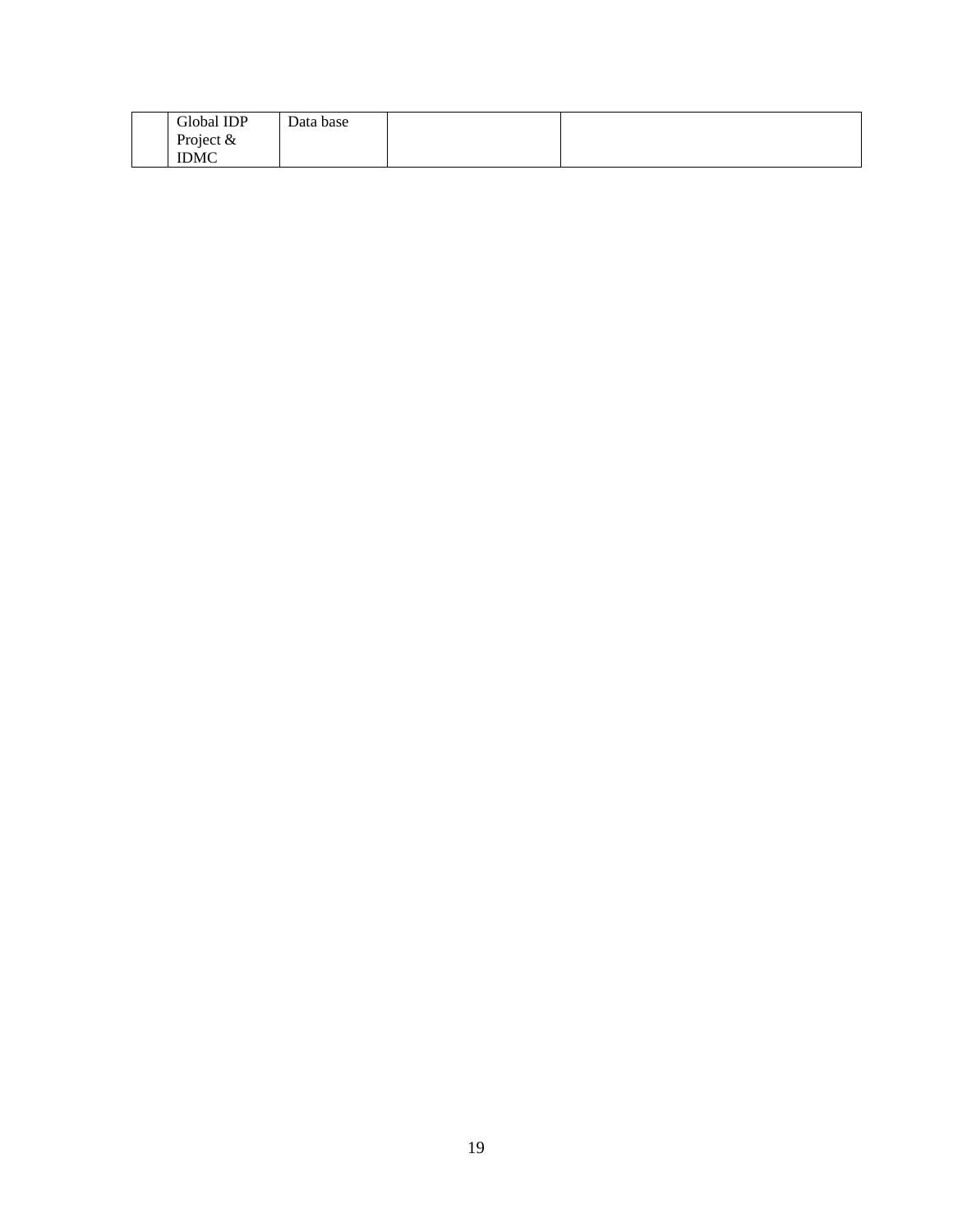| | | | | |
|---|---|---|---|---|
| | Global IDP Project & IDMC | Data base | | |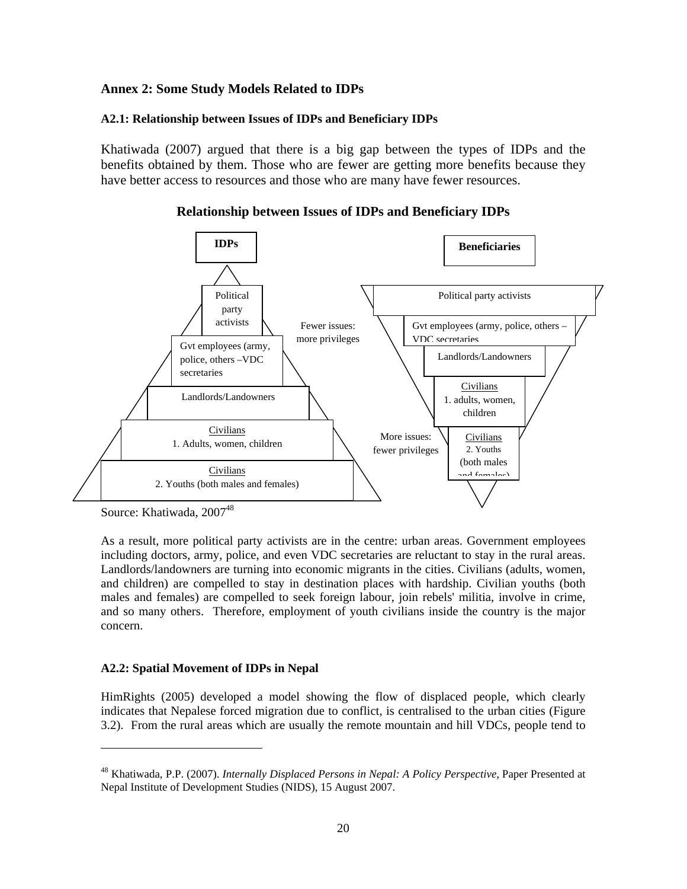## Annex 2: Some Study Models Related to IDPs

### A2.1: Relationship between Issues of IDPs and Beneficiary IDPs

Khatiwada (2007) argued that there is a big gap between the types of IDPs and the benefits obtained by them. Those who are fewer are getting more benefits because they have better access to resources and those who are many have fewer resources.

**Relationship between Issues of IDPs and Beneficiary IDPs**

**IDPs**

- Political party activists
- Gvt employees (army, police, others –VDC secretaries
- Landlords/Landowners
- Civilians
  1. Adults, women, children
- Civilians
  2. Youths (both males and females)

Fewer issues: more privileges

More issues: fewer privileges

**Beneficiaries**

- Political party activists
- Gvt employees (army, police, others – VDC secretaries
- Landlords/Landowners
- Civilians
  1. adults, women, children
- Civilians
  2. Youths (both males and females)

Source: Khatiwada, 2007[48]

As a result, more political party activists are in the centre: urban areas. Government employees including doctors, army, police, and even VDC secretaries are reluctant to stay in the rural areas. Landlords/landowners are turning into economic migrants in the cities. Civilians (adults, women, and children) are compelled to stay in destination places with hardship. Civilian youths (both males and females) are compelled to seek foreign labour, join rebels' militia, involve in crime, and so many others. Therefore, employment of youth civilians inside the country is the major concern.

### A2.2: Spatial Movement of IDPs in Nepal

HimRights (2005) developed a model showing the flow of displaced people, which clearly indicates that Nepalese forced migration due to conflict, is centralised to the urban cities (Figure 3.2). From the rural areas which are usually the remote mountain and hill VDCs, people tend to

---

[48] Khatiwada, P.P. (2007). *Internally Displaced Persons in Nepal: A Policy Perspective,* Paper Presented at Nepal Institute of Development Studies (NIDS), 15 August 2007.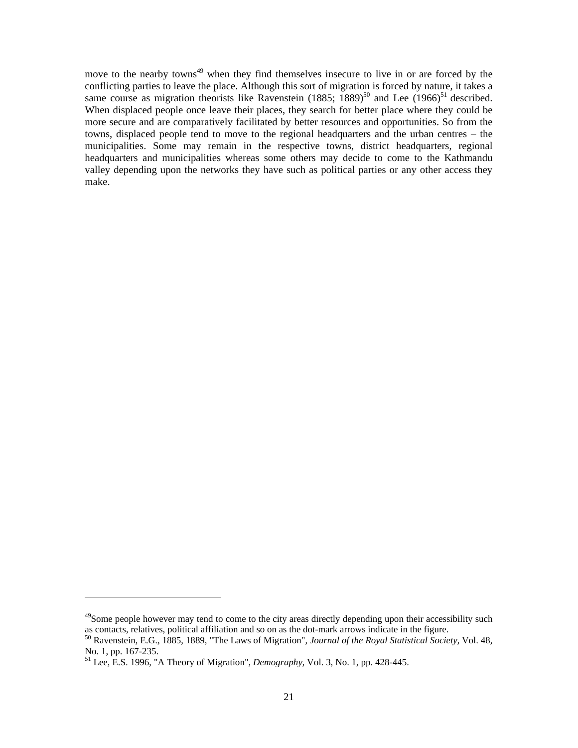move to the nearby towns[49] when they find themselves insecure to live in or are forced by the conflicting parties to leave the place. Although this sort of migration is forced by nature, it takes a same course as migration theorists like Ravenstein (1885; 1889)[50] and Lee (1966)[51] described. When displaced people once leave their places, they search for better place where they could be more secure and are comparatively facilitated by better resources and opportunities. So from the towns, displaced people tend to move to the regional headquarters and the urban centres – the municipalities. Some may remain in the respective towns, district headquarters, regional headquarters and municipalities whereas some others may decide to come to the Kathmandu valley depending upon the networks they have such as political parties or any other access they make.

---

[49]Some people however may tend to come to the city areas directly depending upon their accessibility such as contacts, relatives, political affiliation and so on as the dot-mark arrows indicate in the figure.

[50] Ravenstein, E.G., 1885, 1889, "The Laws of Migration", *Journal of the Royal Statistical Society*, Vol. 48, No. 1, pp. 167-235.

[51] Lee, E.S. 1996, "A Theory of Migration", *Demography*, Vol. 3, No. 1, pp. 428-445.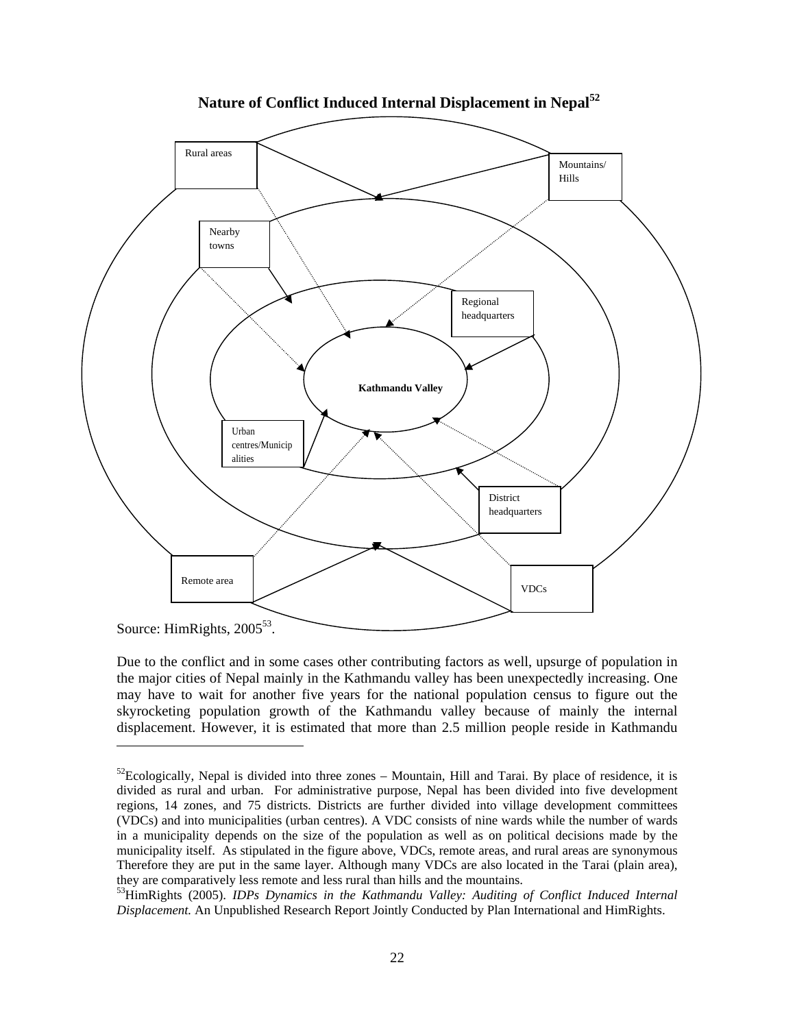**Nature of Conflict Induced Internal Displacement in Nepal**[52]

Rural areas

Mountains/ Hills

Nearby towns

Regional headquarters

Kathmandu Valley

Urban centres/Municipalities

District headquarters

Remote area

VDCs

Source: HimRights, 2005[53].

Due to the conflict and in some cases other contributing factors as well, upsurge of population in the major cities of Nepal mainly in the Kathmandu valley has been unexpectedly increasing. One may have to wait for another five years for the national population census to figure out the skyrocketing population growth of the Kathmandu valley because of mainly the internal displacement. However, it is estimated that more than 2.5 million people reside in Kathmandu

---

[52] Ecologically, Nepal is divided into three zones – Mountain, Hill and Tarai. By place of residence, it is divided as rural and urban. For administrative purpose, Nepal has been divided into five development regions, 14 zones, and 75 districts. Districts are further divided into village development committees (VDCs) and into municipalities (urban centres). A VDC consists of nine wards while the number of wards in a municipality depends on the size of the population as well as on political decisions made by the municipality itself. As stipulated in the figure above, VDCs, remote areas, and rural areas are synonymous Therefore they are put in the same layer. Although many VDCs are also located in the Tarai (plain area), they are comparatively less remote and less rural than hills and the mountains.

[53] HimRights (2005). *IDPs Dynamics in the Kathmandu Valley: Auditing of Conflict Induced Internal Displacement.* An Unpublished Research Report Jointly Conducted by Plan International and HimRights.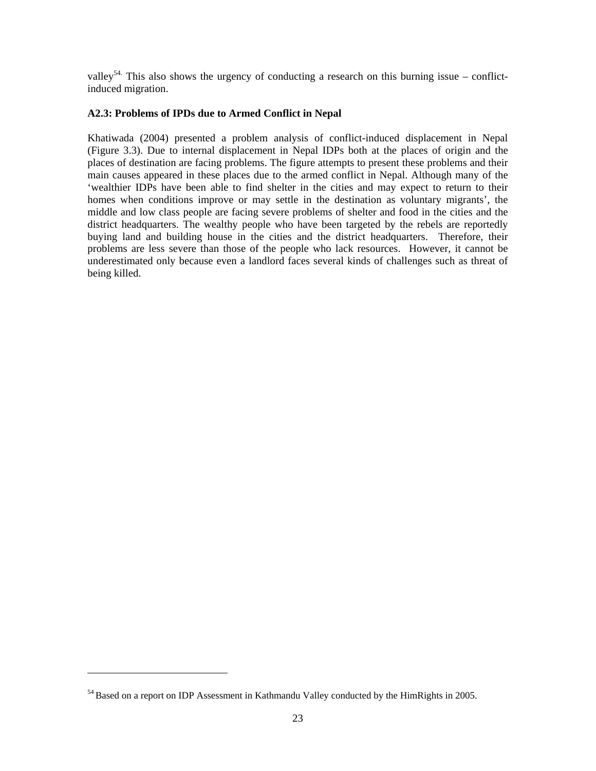valley[54.] This also shows the urgency of conducting a research on this burning issue – conflict-induced migration.

**A2.3: Problems of IPDs due to Armed Conflict in Nepal**

Khatiwada (2004) presented a problem analysis of conflict-induced displacement in Nepal (Figure 3.3). Due to internal displacement in Nepal IDPs both at the places of origin and the places of destination are facing problems. The figure attempts to present these problems and their main causes appeared in these places due to the armed conflict in Nepal. Although many of the 'wealthier IDPs have been able to find shelter in the cities and may expect to return to their homes when conditions improve or may settle in the destination as voluntary migrants', the middle and low class people are facing severe problems of shelter and food in the cities and the district headquarters. The wealthy people who have been targeted by the rebels are reportedly buying land and building house in the cities and the district headquarters. Therefore, their problems are less severe than those of the people who lack resources. However, it cannot be underestimated only because even a landlord faces several kinds of challenges such as threat of being killed.

---

[54] Based on a report on IDP Assessment in Kathmandu Valley conducted by the HimRights in 2005.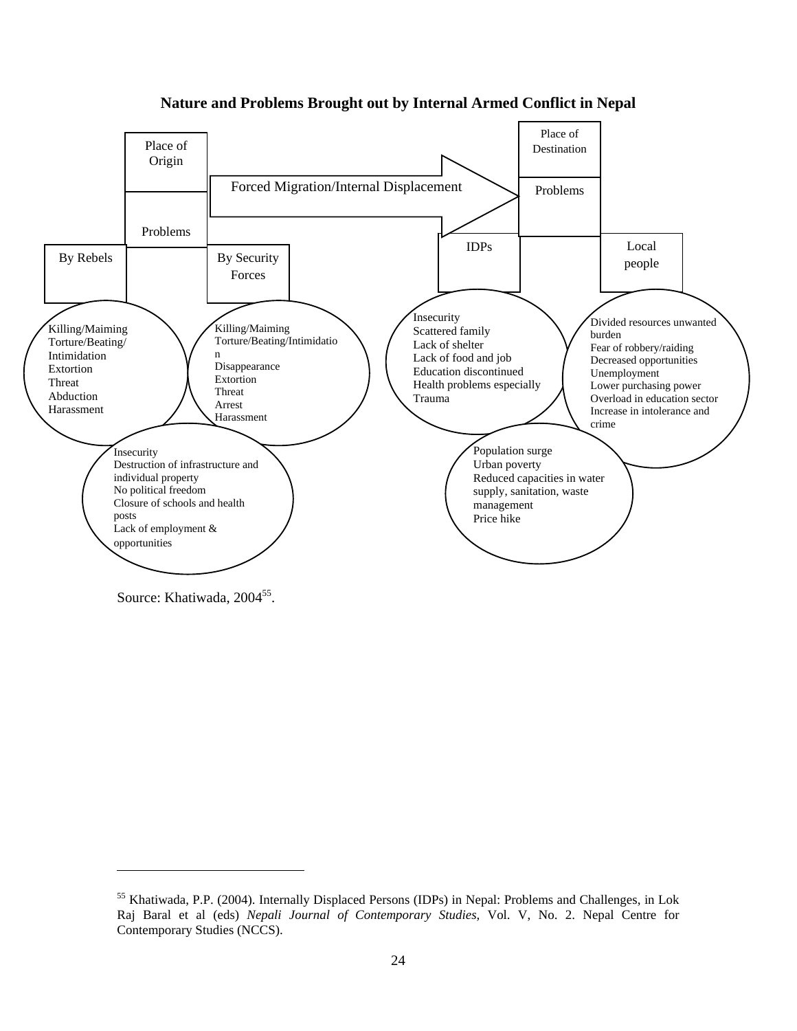**Nature and Problems Brought out by Internal Armed Conflict in Nepal**

Place of Origin

Problems

By Rebels

By Security Forces

Forced Migration/Internal Displacement

Place of Destination

Problems

IDPs

Local people

Killing/Maiming
Torture/Beating/
Intimidation
Extortion
Threat
Abduction
Harassment

Killing/Maiming
Torture/Beating/Intimidation
Disappearance
Extortion
Threat
Arrest
Harassment

Insecurity
Destruction of infrastructure and individual property
No political freedom
Closure of schools and health posts
Lack of employment & opportunities

Insecurity
Scattered family
Lack of shelter
Lack of food and job
Education discontinued
Health problems especially
Trauma

Divided resources unwanted burden
Fear of robbery/raiding
Decreased opportunities
Unemployment
Lower purchasing power
Overload in education sector
Increase in intolerance and crime

Population surge
Urban poverty
Reduced capacities in water supply, sanitation, waste management
Price hike

Source: Khatiwada, 2004[55].

---

[55] Khatiwada, P.P. (2004). Internally Displaced Persons (IDPs) in Nepal: Problems and Challenges, in Lok Raj Baral et al (eds) *Nepali Journal of Contemporary Studies,* Vol. V, No. 2. Nepal Centre for Contemporary Studies (NCCS).